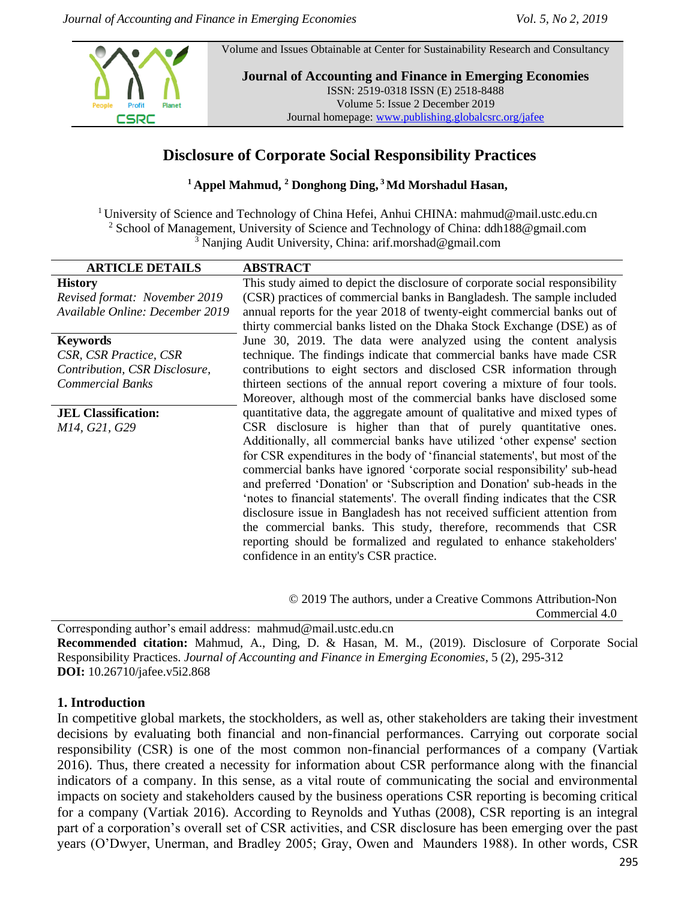Volume and Issues Obtainable at Center for Sustainability Research and Consultancy

**Journal of Accounting and Finance in Emerging Economies**
ISSN: 2519-0318 ISSN (E) 2518-8488
Volume 5: Issue 2 December 2019
Journal homepage: www.publishing.globalcsrc.org/jafee

# Disclosure of Corporate Social Responsibility Practices

**[1] Appel Mahmud, [2] Donghong Ding, [3] Md Morshadul Hasan,**

[1] University of Science and Technology of China Hefei, Anhui CHINA: mahmud@mail.ustc.edu.cn
[2] School of Management, University of Science and Technology of China: ddh188@gmail.com
[3] Nanjing Audit University, China: arif.morshad@gmail.com

**ARTICLE DETAILS**

**History**
*Revised format: November 2019*
*Available Online: December 2019*

**Keywords**
*CSR, CSR Practice, CSR Contribution, CSR Disclosure, Commercial Banks*

**JEL Classification:**
*M14, G21, G29*

**ABSTRACT**

This study aimed to depict the disclosure of corporate social responsibility (CSR) practices of commercial banks in Bangladesh. The sample included annual reports for the year 2018 of twenty-eight commercial banks out of thirty commercial banks listed on the Dhaka Stock Exchange (DSE) as of June 30, 2019. The data were analyzed using the content analysis technique. The findings indicate that commercial banks have made CSR contributions to eight sectors and disclosed CSR information through thirteen sections of the annual report covering a mixture of four tools. Moreover, although most of the commercial banks have disclosed some quantitative data, the aggregate amount of qualitative and mixed types of CSR disclosure is higher than that of purely quantitative ones. Additionally, all commercial banks have utilized 'other expense' section for CSR expenditures in the body of 'financial statements', but most of the commercial banks have ignored 'corporate social responsibility' sub-head and preferred 'Donation' or 'Subscription and Donation' sub-heads in the 'notes to financial statements'. The overall finding indicates that the CSR disclosure issue in Bangladesh has not received sufficient attention from the commercial banks. This study, therefore, recommends that CSR reporting should be formalized and regulated to enhance stakeholders' confidence in an entity's CSR practice.

© 2019 The authors, under a Creative Commons Attribution-Non Commercial 4.0

Corresponding author's email address: mahmud@mail.ustc.edu.cn
**Recommended citation:** Mahmud, A., Ding, D. & Hasan, M. M., (2019). Disclosure of Corporate Social Responsibility Practices. *Journal of Accounting and Finance in Emerging Economies*, 5 (2), 295-312
**DOI:** 10.26710/jafee.v5i2.868

## 1. Introduction

In competitive global markets, the stockholders, as well as, other stakeholders are taking their investment decisions by evaluating both financial and non-financial performances. Carrying out corporate social responsibility (CSR) is one of the most common non-financial performances of a company (Vartiak 2016). Thus, there created a necessity for information about CSR performance along with the financial indicators of a company. In this sense, as a vital route of communicating the social and environmental impacts on society and stakeholders caused by the business operations CSR reporting is becoming critical for a company (Vartiak 2016). According to Reynolds and Yuthas (2008), CSR reporting is an integral part of a corporation's overall set of CSR activities, and CSR disclosure has been emerging over the past years (O'Dwyer, Unerman, and Bradley 2005; Gray, Owen and Maunders 1988). In other words, CSR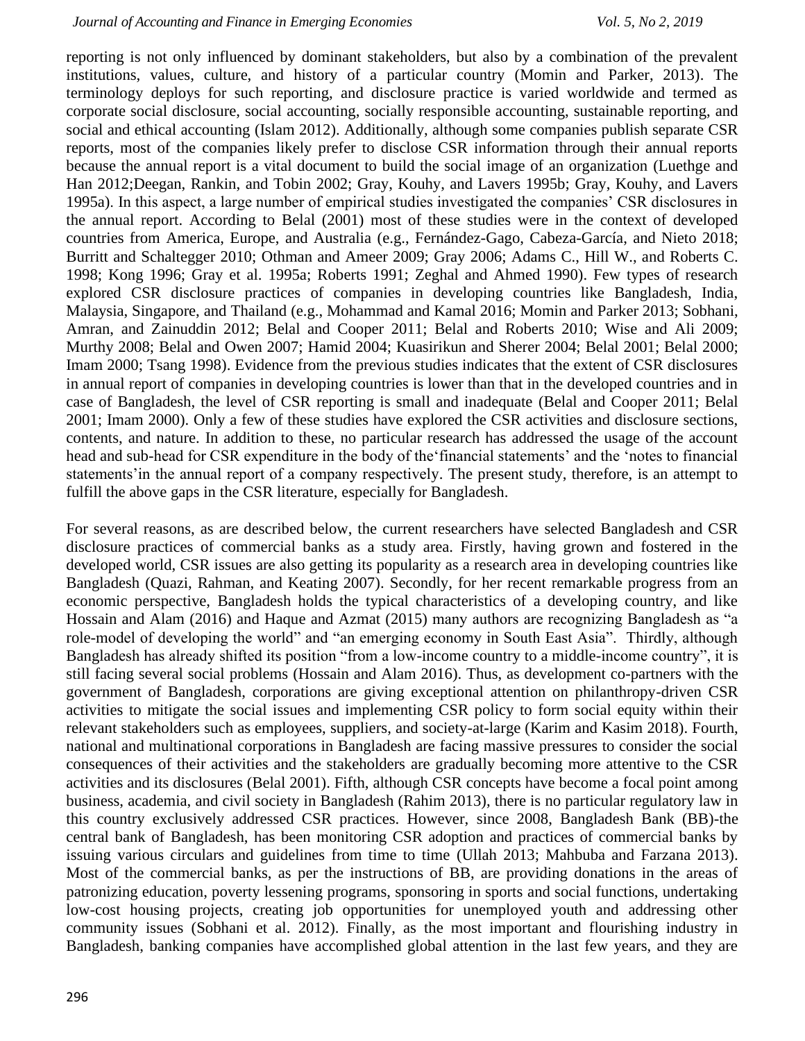reporting is not only influenced by dominant stakeholders, but also by a combination of the prevalent institutions, values, culture, and history of a particular country (Momin and Parker, 2013). The terminology deploys for such reporting, and disclosure practice is varied worldwide and termed as corporate social disclosure, social accounting, socially responsible accounting, sustainable reporting, and social and ethical accounting (Islam 2012). Additionally, although some companies publish separate CSR reports, most of the companies likely prefer to disclose CSR information through their annual reports because the annual report is a vital document to build the social image of an organization (Luethge and Han 2012;Deegan, Rankin, and Tobin 2002; Gray, Kouhy, and Lavers 1995b; Gray, Kouhy, and Lavers 1995a). In this aspect, a large number of empirical studies investigated the companies' CSR disclosures in the annual report. According to Belal (2001) most of these studies were in the context of developed countries from America, Europe, and Australia (e.g., Fernández-Gago, Cabeza-García, and Nieto 2018; Burritt and Schaltegger 2010; Othman and Ameer 2009; Gray 2006; Adams C., Hill W., and Roberts C. 1998; Kong 1996; Gray et al. 1995a; Roberts 1991; Zeghal and Ahmed 1990). Few types of research explored CSR disclosure practices of companies in developing countries like Bangladesh, India, Malaysia, Singapore, and Thailand (e.g., Mohammad and Kamal 2016; Momin and Parker 2013; Sobhani, Amran, and Zainuddin 2012; Belal and Cooper 2011; Belal and Roberts 2010; Wise and Ali 2009; Murthy 2008; Belal and Owen 2007; Hamid 2004; Kuasirikun and Sherer 2004; Belal 2001; Belal 2000; Imam 2000; Tsang 1998). Evidence from the previous studies indicates that the extent of CSR disclosures in annual report of companies in developing countries is lower than that in the developed countries and in case of Bangladesh, the level of CSR reporting is small and inadequate (Belal and Cooper 2011; Belal 2001; Imam 2000). Only a few of these studies have explored the CSR activities and disclosure sections, contents, and nature. In addition to these, no particular research has addressed the usage of the account head and sub-head for CSR expenditure in the body of the'financial statements' and the 'notes to financial statements'in the annual report of a company respectively. The present study, therefore, is an attempt to fulfill the above gaps in the CSR literature, especially for Bangladesh.

For several reasons, as are described below, the current researchers have selected Bangladesh and CSR disclosure practices of commercial banks as a study area. Firstly, having grown and fostered in the developed world, CSR issues are also getting its popularity as a research area in developing countries like Bangladesh (Quazi, Rahman, and Keating 2007). Secondly, for her recent remarkable progress from an economic perspective, Bangladesh holds the typical characteristics of a developing country, and like Hossain and Alam (2016) and Haque and Azmat (2015) many authors are recognizing Bangladesh as "a role-model of developing the world" and "an emerging economy in South East Asia". Thirdly, although Bangladesh has already shifted its position "from a low-income country to a middle-income country", it is still facing several social problems (Hossain and Alam 2016). Thus, as development co-partners with the government of Bangladesh, corporations are giving exceptional attention on philanthropy-driven CSR activities to mitigate the social issues and implementing CSR policy to form social equity within their relevant stakeholders such as employees, suppliers, and society-at-large (Karim and Kasim 2018). Fourth, national and multinational corporations in Bangladesh are facing massive pressures to consider the social consequences of their activities and the stakeholders are gradually becoming more attentive to the CSR activities and its disclosures (Belal 2001). Fifth, although CSR concepts have become a focal point among business, academia, and civil society in Bangladesh (Rahim 2013), there is no particular regulatory law in this country exclusively addressed CSR practices. However, since 2008, Bangladesh Bank (BB)-the central bank of Bangladesh, has been monitoring CSR adoption and practices of commercial banks by issuing various circulars and guidelines from time to time (Ullah 2013; Mahbuba and Farzana 2013). Most of the commercial banks, as per the instructions of BB, are providing donations in the areas of patronizing education, poverty lessening programs, sponsoring in sports and social functions, undertaking low-cost housing projects, creating job opportunities for unemployed youth and addressing other community issues (Sobhani et al. 2012). Finally, as the most important and flourishing industry in Bangladesh, banking companies have accomplished global attention in the last few years, and they are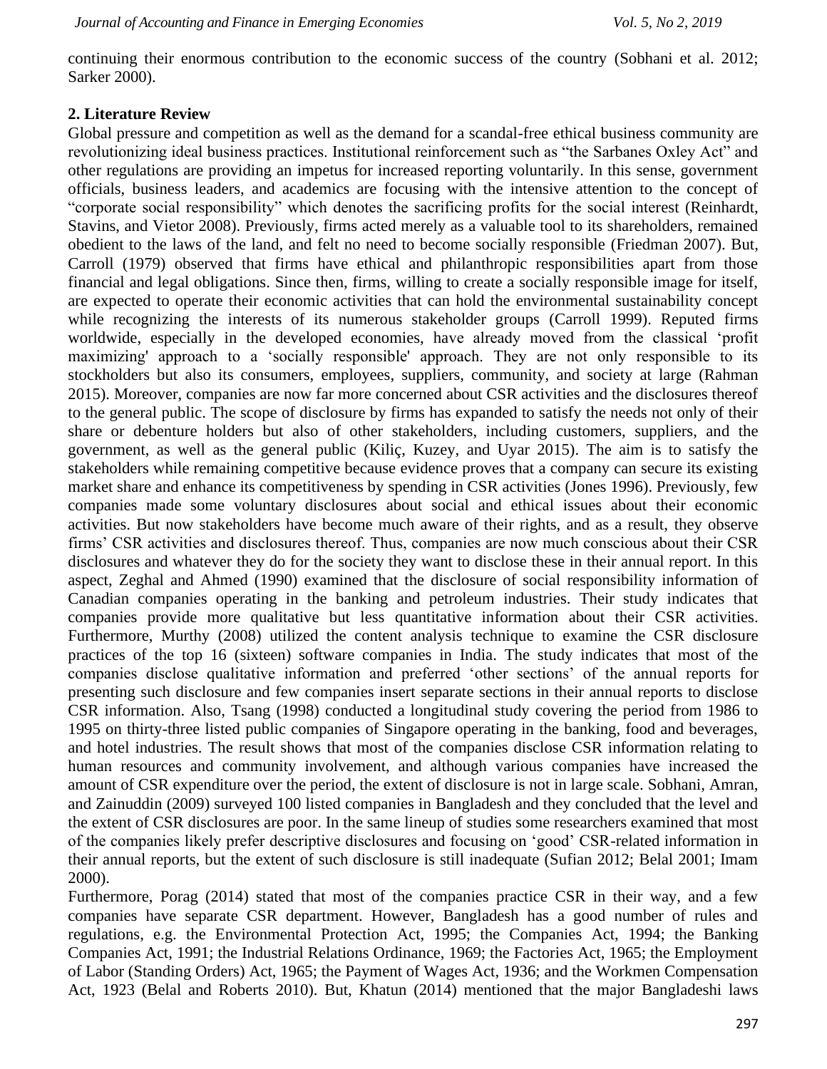continuing their enormous contribution to the economic success of the country (Sobhani et al. 2012; Sarker 2000).

## 2. Literature Review

Global pressure and competition as well as the demand for a scandal-free ethical business community are revolutionizing ideal business practices. Institutional reinforcement such as "the Sarbanes Oxley Act" and other regulations are providing an impetus for increased reporting voluntarily. In this sense, government officials, business leaders, and academics are focusing with the intensive attention to the concept of "corporate social responsibility" which denotes the sacrificing profits for the social interest (Reinhardt, Stavins, and Vietor 2008). Previously, firms acted merely as a valuable tool to its shareholders, remained obedient to the laws of the land, and felt no need to become socially responsible (Friedman 2007). But, Carroll (1979) observed that firms have ethical and philanthropic responsibilities apart from those financial and legal obligations. Since then, firms, willing to create a socially responsible image for itself, are expected to operate their economic activities that can hold the environmental sustainability concept while recognizing the interests of its numerous stakeholder groups (Carroll 1999). Reputed firms worldwide, especially in the developed economies, have already moved from the classical 'profit maximizing' approach to a 'socially responsible' approach. They are not only responsible to its stockholders but also its consumers, employees, suppliers, community, and society at large (Rahman 2015). Moreover, companies are now far more concerned about CSR activities and the disclosures thereof to the general public. The scope of disclosure by firms has expanded to satisfy the needs not only of their share or debenture holders but also of other stakeholders, including customers, suppliers, and the government, as well as the general public (Kiliç, Kuzey, and Uyar 2015). The aim is to satisfy the stakeholders while remaining competitive because evidence proves that a company can secure its existing market share and enhance its competitiveness by spending in CSR activities (Jones 1996). Previously, few companies made some voluntary disclosures about social and ethical issues about their economic activities. But now stakeholders have become much aware of their rights, and as a result, they observe firms' CSR activities and disclosures thereof. Thus, companies are now much conscious about their CSR disclosures and whatever they do for the society they want to disclose these in their annual report. In this aspect, Zeghal and Ahmed (1990) examined that the disclosure of social responsibility information of Canadian companies operating in the banking and petroleum industries. Their study indicates that companies provide more qualitative but less quantitative information about their CSR activities. Furthermore, Murthy (2008) utilized the content analysis technique to examine the CSR disclosure practices of the top 16 (sixteen) software companies in India. The study indicates that most of the companies disclose qualitative information and preferred 'other sections' of the annual reports for presenting such disclosure and few companies insert separate sections in their annual reports to disclose CSR information. Also, Tsang (1998) conducted a longitudinal study covering the period from 1986 to 1995 on thirty-three listed public companies of Singapore operating in the banking, food and beverages, and hotel industries. The result shows that most of the companies disclose CSR information relating to human resources and community involvement, and although various companies have increased the amount of CSR expenditure over the period, the extent of disclosure is not in large scale. Sobhani, Amran, and Zainuddin (2009) surveyed 100 listed companies in Bangladesh and they concluded that the level and the extent of CSR disclosures are poor. In the same lineup of studies some researchers examined that most of the companies likely prefer descriptive disclosures and focusing on 'good' CSR-related information in their annual reports, but the extent of such disclosure is still inadequate (Sufian 2012; Belal 2001; Imam 2000).

Furthermore, Porag (2014) stated that most of the companies practice CSR in their way, and a few companies have separate CSR department. However, Bangladesh has a good number of rules and regulations, e.g. the Environmental Protection Act, 1995; the Companies Act, 1994; the Banking Companies Act, 1991; the Industrial Relations Ordinance, 1969; the Factories Act, 1965; the Employment of Labor (Standing Orders) Act, 1965; the Payment of Wages Act, 1936; and the Workmen Compensation Act, 1923 (Belal and Roberts 2010). But, Khatun (2014) mentioned that the major Bangladeshi laws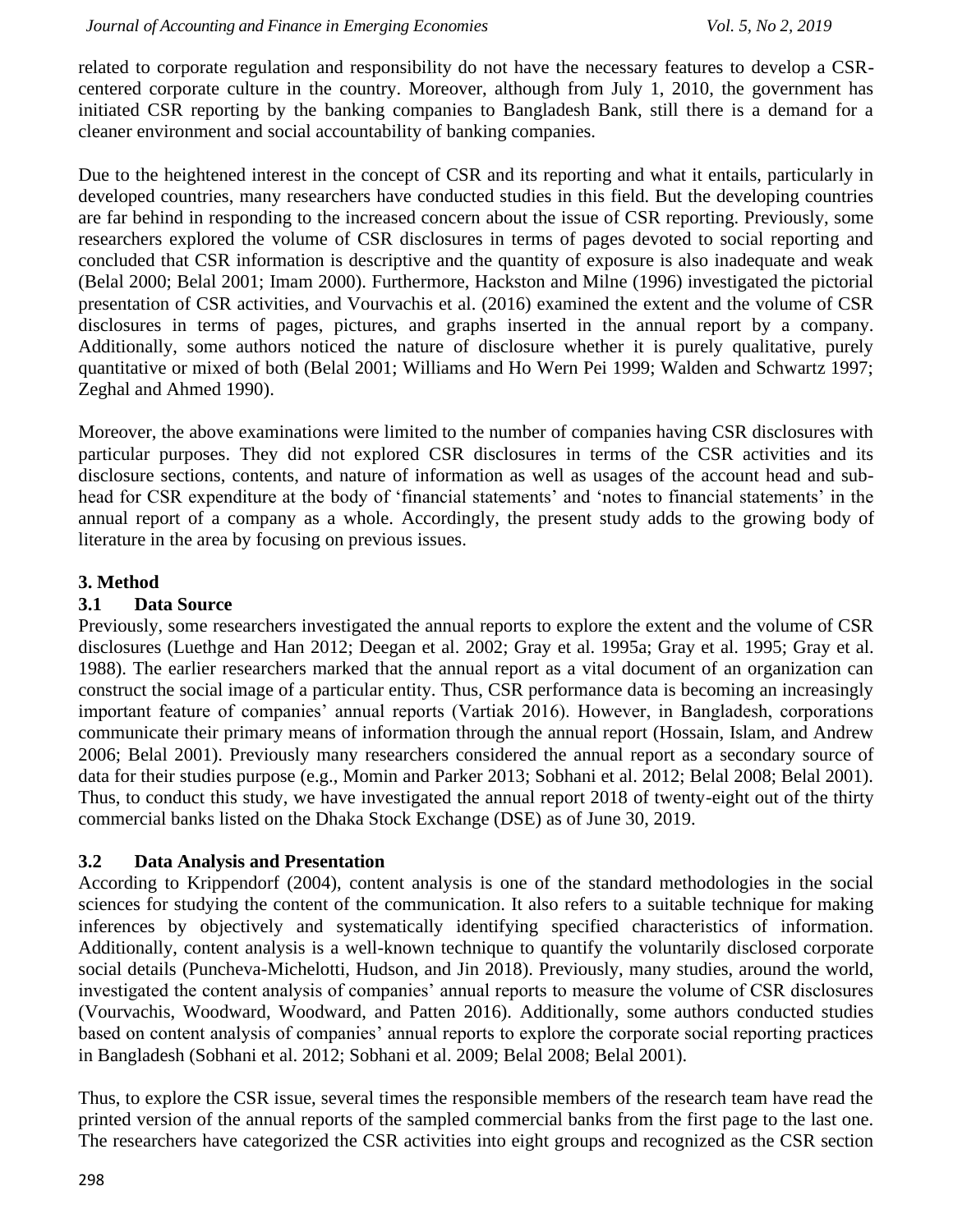related to corporate regulation and responsibility do not have the necessary features to develop a CSR-centered corporate culture in the country. Moreover, although from July 1, 2010, the government has initiated CSR reporting by the banking companies to Bangladesh Bank, still there is a demand for a cleaner environment and social accountability of banking companies.

Due to the heightened interest in the concept of CSR and its reporting and what it entails, particularly in developed countries, many researchers have conducted studies in this field. But the developing countries are far behind in responding to the increased concern about the issue of CSR reporting. Previously, some researchers explored the volume of CSR disclosures in terms of pages devoted to social reporting and concluded that CSR information is descriptive and the quantity of exposure is also inadequate and weak (Belal 2000; Belal 2001; Imam 2000). Furthermore, Hackston and Milne (1996) investigated the pictorial presentation of CSR activities, and Vourvachis et al. (2016) examined the extent and the volume of CSR disclosures in terms of pages, pictures, and graphs inserted in the annual report by a company. Additionally, some authors noticed the nature of disclosure whether it is purely qualitative, purely quantitative or mixed of both (Belal 2001; Williams and Ho Wern Pei 1999; Walden and Schwartz 1997; Zeghal and Ahmed 1990).

Moreover, the above examinations were limited to the number of companies having CSR disclosures with particular purposes. They did not explored CSR disclosures in terms of the CSR activities and its disclosure sections, contents, and nature of information as well as usages of the account head and sub-head for CSR expenditure at the body of 'financial statements' and 'notes to financial statements' in the annual report of a company as a whole. Accordingly, the present study adds to the growing body of literature in the area by focusing on previous issues.

## 3. Method

### 3.1 Data Source

Previously, some researchers investigated the annual reports to explore the extent and the volume of CSR disclosures (Luethge and Han 2012; Deegan et al. 2002; Gray et al. 1995a; Gray et al. 1995; Gray et al. 1988). The earlier researchers marked that the annual report as a vital document of an organization can construct the social image of a particular entity. Thus, CSR performance data is becoming an increasingly important feature of companies' annual reports (Vartiak 2016). However, in Bangladesh, corporations communicate their primary means of information through the annual report (Hossain, Islam, and Andrew 2006; Belal 2001). Previously many researchers considered the annual report as a secondary source of data for their studies purpose (e.g., Momin and Parker 2013; Sobhani et al. 2012; Belal 2008; Belal 2001). Thus, to conduct this study, we have investigated the annual report 2018 of twenty-eight out of the thirty commercial banks listed on the Dhaka Stock Exchange (DSE) as of June 30, 2019.

### 3.2 Data Analysis and Presentation

According to Krippendorf (2004), content analysis is one of the standard methodologies in the social sciences for studying the content of the communication. It also refers to a suitable technique for making inferences by objectively and systematically identifying specified characteristics of information. Additionally, content analysis is a well-known technique to quantify the voluntarily disclosed corporate social details (Puncheva-Michelotti, Hudson, and Jin 2018). Previously, many studies, around the world, investigated the content analysis of companies' annual reports to measure the volume of CSR disclosures (Vourvachis, Woodward, Woodward, and Patten 2016). Additionally, some authors conducted studies based on content analysis of companies' annual reports to explore the corporate social reporting practices in Bangladesh (Sobhani et al. 2012; Sobhani et al. 2009; Belal 2008; Belal 2001).

Thus, to explore the CSR issue, several times the responsible members of the research team have read the printed version of the annual reports of the sampled commercial banks from the first page to the last one. The researchers have categorized the CSR activities into eight groups and recognized as the CSR section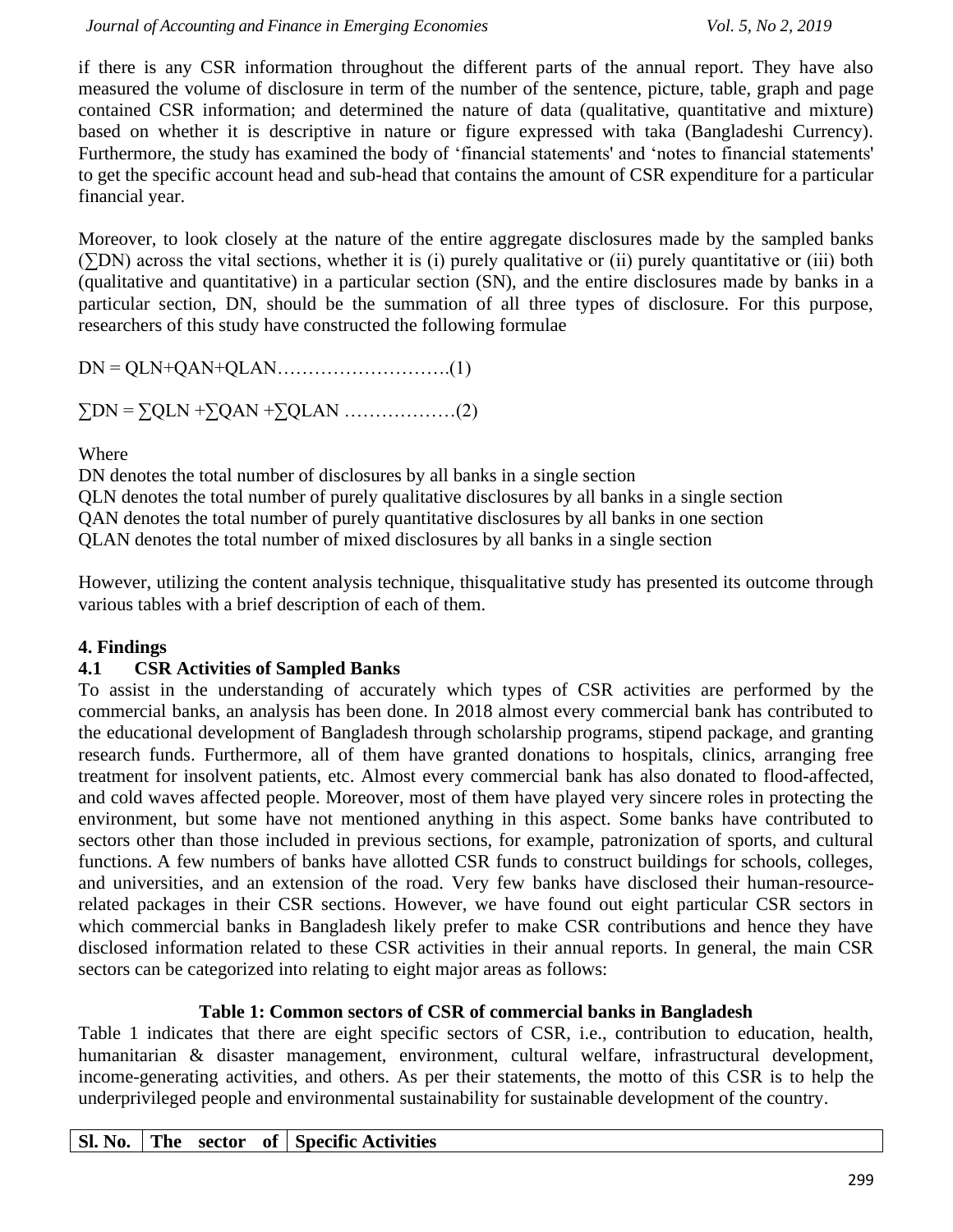if there is any CSR information throughout the different parts of the annual report. They have also measured the volume of disclosure in term of the number of the sentence, picture, table, graph and page contained CSR information; and determined the nature of data (qualitative, quantitative and mixture) based on whether it is descriptive in nature or figure expressed with taka (Bangladeshi Currency). Furthermore, the study has examined the body of 'financial statements' and 'notes to financial statements' to get the specific account head and sub-head that contains the amount of CSR expenditure for a particular financial year.

Moreover, to look closely at the nature of the entire aggregate disclosures made by the sampled banks (∑DN) across the vital sections, whether it is (i) purely qualitative or (ii) purely quantitative or (iii) both (qualitative and quantitative) in a particular section (SN), and the entire disclosures made by banks in a particular section, DN, should be the summation of all three types of disclosure. For this purpose, researchers of this study have constructed the following formulae

$$DN = QLN+QAN+QLAN \quad \text{………………………….(1)}$$

$$\sum DN = \sum QLN + \sum QAN + \sum QLAN \quad \text{………………(2)}$$

Where
DN denotes the total number of disclosures by all banks in a single section
QLN denotes the total number of purely qualitative disclosures by all banks in a single section
QAN denotes the total number of purely quantitative disclosures by all banks in one section
QLAN denotes the total number of mixed disclosures by all banks in a single section

However, utilizing the content analysis technique, thisqualitative study has presented its outcome through various tables with a brief description of each of them.

## 4. Findings

### 4.1 CSR Activities of Sampled Banks

To assist in the understanding of accurately which types of CSR activities are performed by the commercial banks, an analysis has been done. In 2018 almost every commercial bank has contributed to the educational development of Bangladesh through scholarship programs, stipend package, and granting research funds. Furthermore, all of them have granted donations to hospitals, clinics, arranging free treatment for insolvent patients, etc. Almost every commercial bank has also donated to flood-affected, and cold waves affected people. Moreover, most of them have played very sincere roles in protecting the environment, but some have not mentioned anything in this aspect. Some banks have contributed to sectors other than those included in previous sections, for example, patronization of sports, and cultural functions. A few numbers of banks have allotted CSR funds to construct buildings for schools, colleges, and universities, and an extension of the road. Very few banks have disclosed their human-resource-related packages in their CSR sections. However, we have found out eight particular CSR sectors in which commercial banks in Bangladesh likely prefer to make CSR contributions and hence they have disclosed information related to these CSR activities in their annual reports. In general, the main CSR sectors can be categorized into relating to eight major areas as follows:

**Table 1: Common sectors of CSR of commercial banks in Bangladesh**

Table 1 indicates that there are eight specific sectors of CSR, i.e., contribution to education, health, humanitarian & disaster management, environment, cultural welfare, infrastructural development, income-generating activities, and others. As per their statements, the motto of this CSR is to help the underprivileged people and environmental sustainability for sustainable development of the country.

| Sl. No. | The sector of | Specific Activities |
|---|---|---|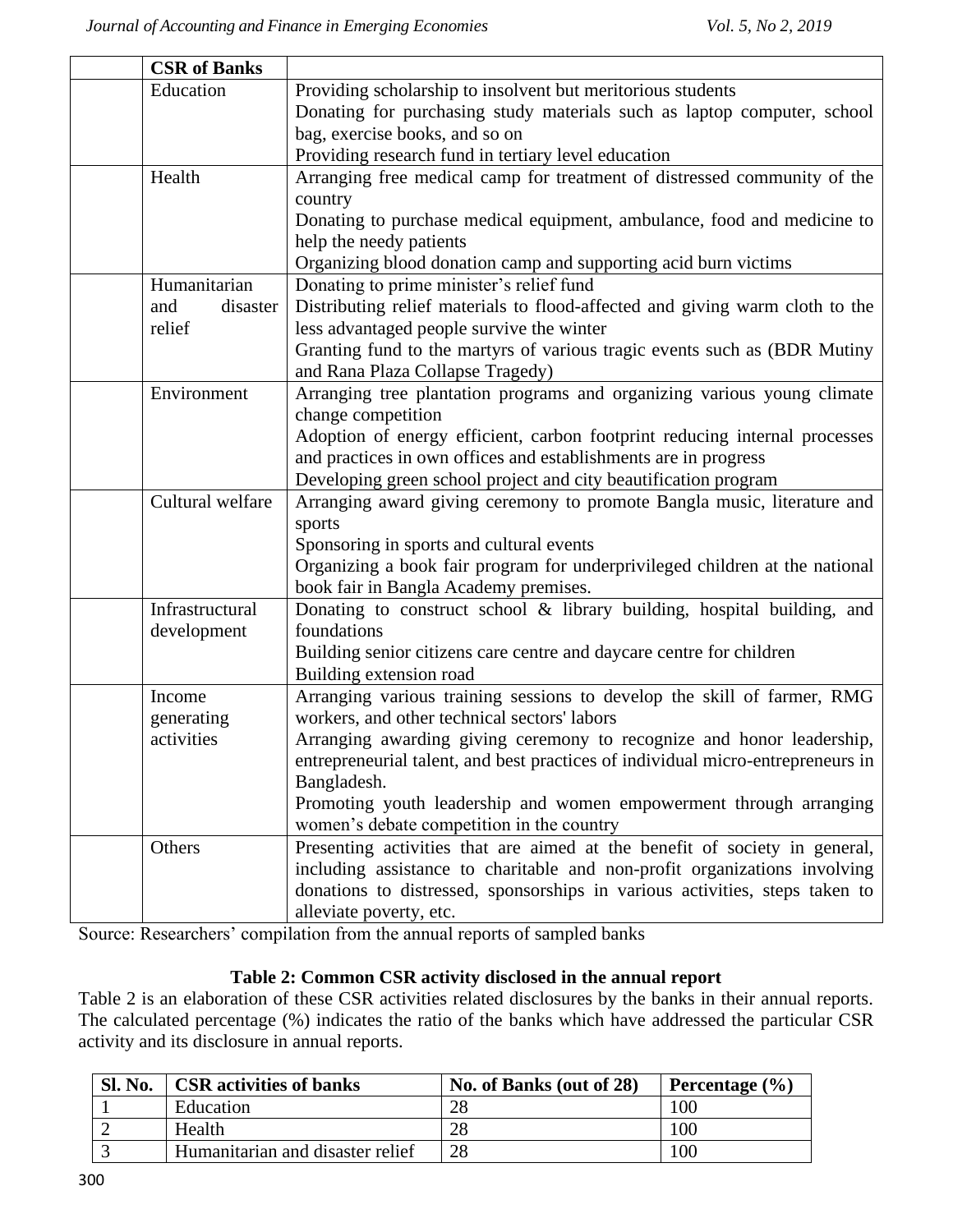| | CSR of Banks | |
|---|---|---|
| | Education | Providing scholarship to insolvent but meritorious students<br>Donating for purchasing study materials such as laptop computer, school bag, exercise books, and so on<br>Providing research fund in tertiary level education |
| | Health | Arranging free medical camp for treatment of distressed community of the country<br>Donating to purchase medical equipment, ambulance, food and medicine to help the needy patients<br>Organizing blood donation camp and supporting acid burn victims |
| | Humanitarian and disaster relief | Donating to prime minister's relief fund<br>Distributing relief materials to flood-affected and giving warm cloth to the less advantaged people survive the winter<br>Granting fund to the martyrs of various tragic events such as (BDR Mutiny and Rana Plaza Collapse Tragedy) |
| | Environment | Arranging tree plantation programs and organizing various young climate change competition<br>Adoption of energy efficient, carbon footprint reducing internal processes and practices in own offices and establishments are in progress<br>Developing green school project and city beautification program |
| | Cultural welfare | Arranging award giving ceremony to promote Bangla music, literature and sports<br>Sponsoring in sports and cultural events<br>Organizing a book fair program for underprivileged children at the national book fair in Bangla Academy premises. |
| | Infrastructural development | Donating to construct school & library building, hospital building, and foundations<br>Building senior citizens care centre and daycare centre for children<br>Building extension road |
| | Income generating activities | Arranging various training sessions to develop the skill of farmer, RMG workers, and other technical sectors' labors<br>Arranging awarding giving ceremony to recognize and honor leadership, entrepreneurial talent, and best practices of individual micro-entrepreneurs in Bangladesh.<br>Promoting youth leadership and women empowerment through arranging women's debate competition in the country |
| | Others | Presenting activities that are aimed at the benefit of society in general, including assistance to charitable and non-profit organizations involving donations to distressed, sponsorships in various activities, steps taken to alleviate poverty, etc. |

Source: Researchers' compilation from the annual reports of sampled banks

**Table 2: Common CSR activity disclosed in the annual report**

Table 2 is an elaboration of these CSR activities related disclosures by the banks in their annual reports. The calculated percentage (%) indicates the ratio of the banks which have addressed the particular CSR activity and its disclosure in annual reports.

| Sl. No. | CSR activities of banks | No. of Banks (out of 28) | Percentage (%) |
|---|---|---|---|
| 1 | Education | 28 | 100 |
| 2 | Health | 28 | 100 |
| 3 | Humanitarian and disaster relief | 28 | 100 |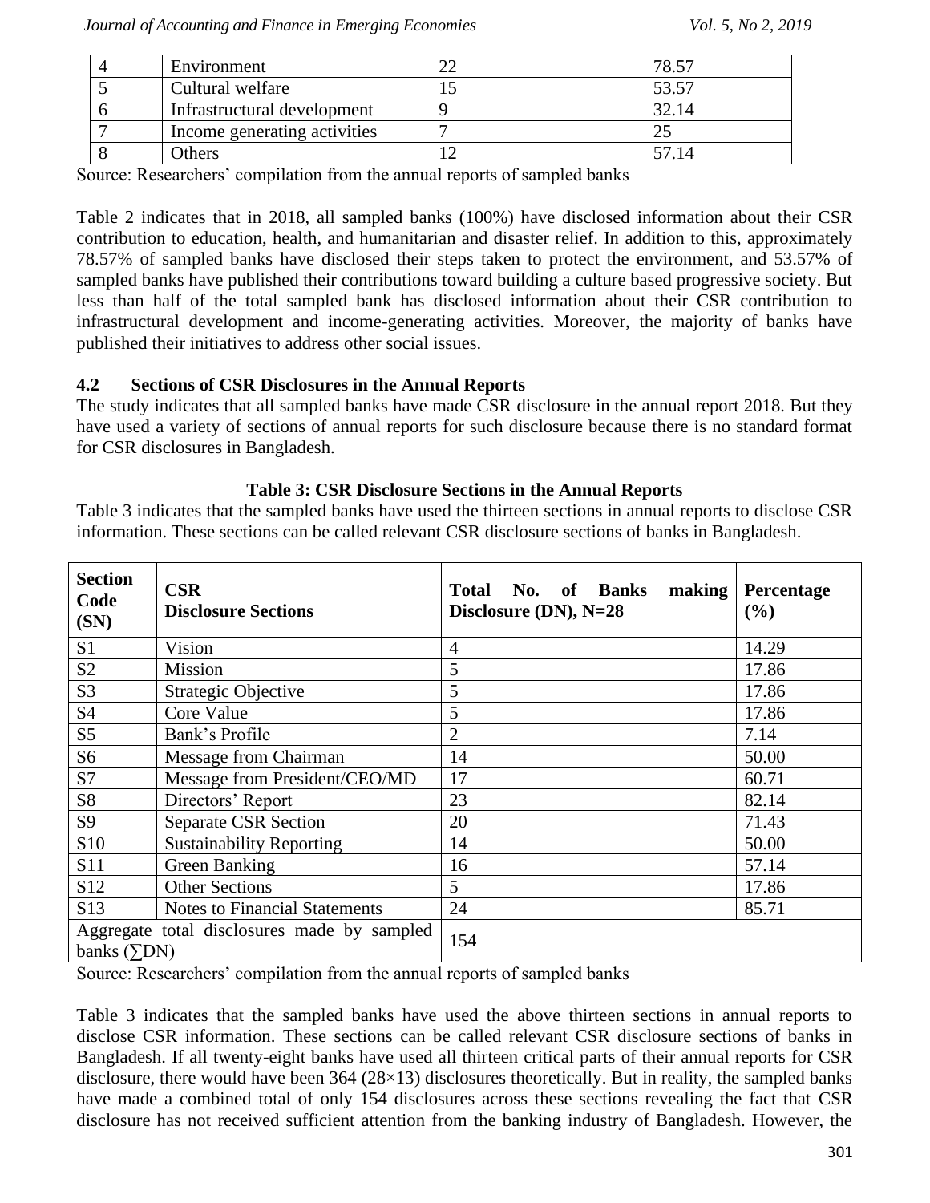| | | | |
|---|---|---|---|
| 4 | Environment | 22 | 78.57 |
| 5 | Cultural welfare | 15 | 53.57 |
| 6 | Infrastructural development | 9 | 32.14 |
| 7 | Income generating activities | 7 | 25 |
| 8 | Others | 12 | 57.14 |

Source: Researchers' compilation from the annual reports of sampled banks

Table 2 indicates that in 2018, all sampled banks (100%) have disclosed information about their CSR contribution to education, health, and humanitarian and disaster relief. In addition to this, approximately 78.57% of sampled banks have disclosed their steps taken to protect the environment, and 53.57% of sampled banks have published their contributions toward building a culture based progressive society. But less than half of the total sampled bank has disclosed information about their CSR contribution to infrastructural development and income-generating activities. Moreover, the majority of banks have published their initiatives to address other social issues.

### 4.2 Sections of CSR Disclosures in the Annual Reports

The study indicates that all sampled banks have made CSR disclosure in the annual report 2018. But they have used a variety of sections of annual reports for such disclosure because there is no standard format for CSR disclosures in Bangladesh.

**Table 3: CSR Disclosure Sections in the Annual Reports**

Table 3 indicates that the sampled banks have used the thirteen sections in annual reports to disclose CSR information. These sections can be called relevant CSR disclosure sections of banks in Bangladesh.

| Section Code (SN) | CSR Disclosure Sections | Total No. of Banks making Disclosure (DN), N=28 | Percentage (%) |
|---|---|---|---|
| S1 | Vision | 4 | 14.29 |
| S2 | Mission | 5 | 17.86 |
| S3 | Strategic Objective | 5 | 17.86 |
| S4 | Core Value | 5 | 17.86 |
| S5 | Bank's Profile | 2 | 7.14 |
| S6 | Message from Chairman | 14 | 50.00 |
| S7 | Message from President/CEO/MD | 17 | 60.71 |
| S8 | Directors' Report | 23 | 82.14 |
| S9 | Separate CSR Section | 20 | 71.43 |
| S10 | Sustainability Reporting | 14 | 50.00 |
| S11 | Green Banking | 16 | 57.14 |
| S12 | Other Sections | 5 | 17.86 |
| S13 | Notes to Financial Statements | 24 | 85.71 |
| Aggregate total disclosures made by sampled banks (∑DN) | | 154 | |

Source: Researchers' compilation from the annual reports of sampled banks

Table 3 indicates that the sampled banks have used the above thirteen sections in annual reports to disclose CSR information. These sections can be called relevant CSR disclosure sections of banks in Bangladesh. If all twenty-eight banks have used all thirteen critical parts of their annual reports for CSR disclosure, there would have been 364 (28×13) disclosures theoretically. But in reality, the sampled banks have made a combined total of only 154 disclosures across these sections revealing the fact that CSR disclosure has not received sufficient attention from the banking industry of Bangladesh. However, the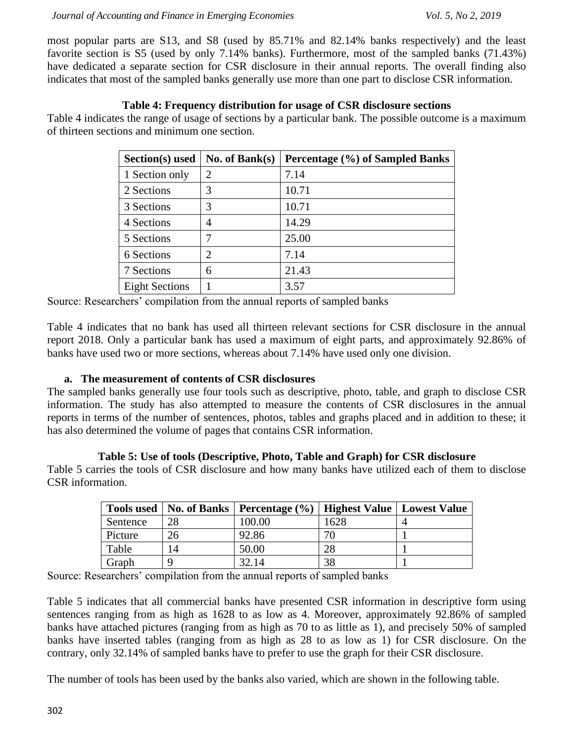most popular parts are S13, and S8 (used by 85.71% and 82.14% banks respectively) and the least favorite section is S5 (used by only 7.14% banks). Furthermore, most of the sampled banks (71.43%) have dedicated a separate section for CSR disclosure in their annual reports. The overall finding also indicates that most of the sampled banks generally use more than one part to disclose CSR information.

**Table 4: Frequency distribution for usage of CSR disclosure sections**

Table 4 indicates the range of usage of sections by a particular bank. The possible outcome is a maximum of thirteen sections and minimum one section.

| Section(s) used | No. of Bank(s) | Percentage (%) of Sampled Banks |
|---|---|---|
| 1 Section only | 2 | 7.14 |
| 2 Sections | 3 | 10.71 |
| 3 Sections | 3 | 10.71 |
| 4 Sections | 4 | 14.29 |
| 5 Sections | 7 | 25.00 |
| 6 Sections | 2 | 7.14 |
| 7 Sections | 6 | 21.43 |
| Eight Sections | 1 | 3.57 |

Source: Researchers' compilation from the annual reports of sampled banks

Table 4 indicates that no bank has used all thirteen relevant sections for CSR disclosure in the annual report 2018. Only a particular bank has used a maximum of eight parts, and approximately 92.86% of banks have used two or more sections, whereas about 7.14% have used only one division.

**a. The measurement of contents of CSR disclosures**

The sampled banks generally use four tools such as descriptive, photo, table, and graph to disclose CSR information. The study has also attempted to measure the contents of CSR disclosures in the annual reports in terms of the number of sentences, photos, tables and graphs placed and in addition to these; it has also determined the volume of pages that contains CSR information.

**Table 5: Use of tools (Descriptive, Photo, Table and Graph) for CSR disclosure**

Table 5 carries the tools of CSR disclosure and how many banks have utilized each of them to disclose CSR information.

| Tools used | No. of Banks | Percentage (%) | Highest Value | Lowest Value |
|---|---|---|---|---|
| Sentence | 28 | 100.00 | 1628 | 4 |
| Picture | 26 | 92.86 | 70 | 1 |
| Table | 14 | 50.00 | 28 | 1 |
| Graph | 9 | 32.14 | 38 | 1 |

Source: Researchers' compilation from the annual reports of sampled banks

Table 5 indicates that all commercial banks have presented CSR information in descriptive form using sentences ranging from as high as 1628 to as low as 4. Moreover, approximately 92.86% of sampled banks have attached pictures (ranging from as high as 70 to as little as 1), and precisely 50% of sampled banks have inserted tables (ranging from as high as 28 to as low as 1) for CSR disclosure. On the contrary, only 32.14% of sampled banks have to prefer to use the graph for their CSR disclosure.

The number of tools has been used by the banks also varied, which are shown in the following table.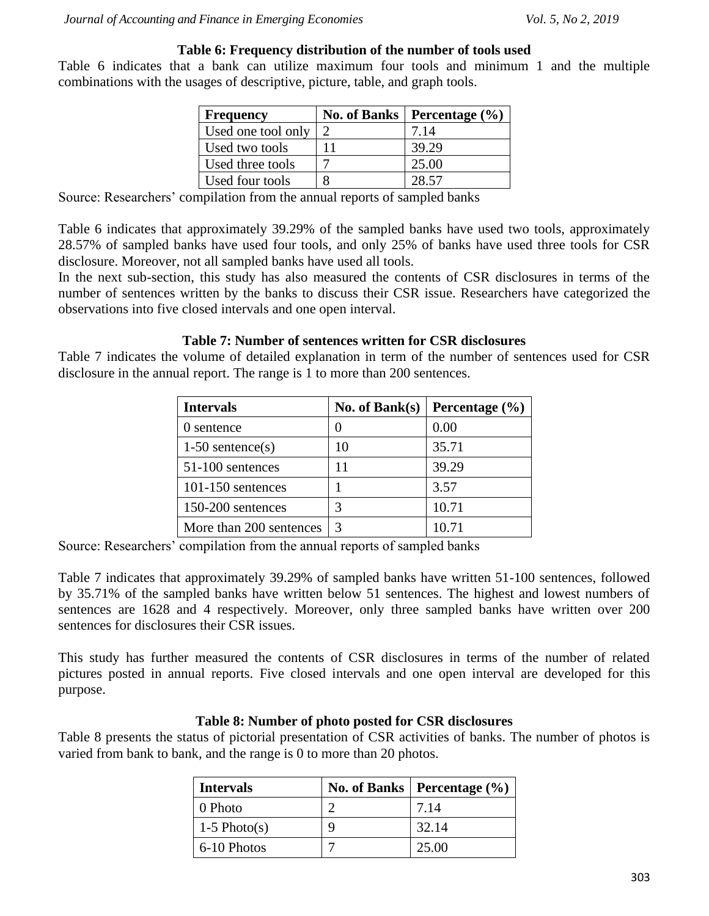**Table 6: Frequency distribution of the number of tools used**

Table 6 indicates that a bank can utilize maximum four tools and minimum 1 and the multiple combinations with the usages of descriptive, picture, table, and graph tools.

| Frequency | No. of Banks | Percentage (%) |
|---|---|---|
| Used one tool only | 2 | 7.14 |
| Used two tools | 11 | 39.29 |
| Used three tools | 7 | 25.00 |
| Used four tools | 8 | 28.57 |

Source: Researchers' compilation from the annual reports of sampled banks

Table 6 indicates that approximately 39.29% of the sampled banks have used two tools, approximately 28.57% of sampled banks have used four tools, and only 25% of banks have used three tools for CSR disclosure. Moreover, not all sampled banks have used all tools.

In the next sub-section, this study has also measured the contents of CSR disclosures in terms of the number of sentences written by the banks to discuss their CSR issue. Researchers have categorized the observations into five closed intervals and one open interval.

**Table 7: Number of sentences written for CSR disclosures**

Table 7 indicates the volume of detailed explanation in term of the number of sentences used for CSR disclosure in the annual report. The range is 1 to more than 200 sentences.

| Intervals | No. of Bank(s) | Percentage (%) |
|---|---|---|
| 0 sentence | 0 | 0.00 |
| 1-50 sentence(s) | 10 | 35.71 |
| 51-100 sentences | 11 | 39.29 |
| 101-150 sentences | 1 | 3.57 |
| 150-200 sentences | 3 | 10.71 |
| More than 200 sentences | 3 | 10.71 |

Source: Researchers' compilation from the annual reports of sampled banks

Table 7 indicates that approximately 39.29% of sampled banks have written 51-100 sentences, followed by 35.71% of the sampled banks have written below 51 sentences. The highest and lowest numbers of sentences are 1628 and 4 respectively. Moreover, only three sampled banks have written over 200 sentences for disclosures their CSR issues.

This study has further measured the contents of CSR disclosures in terms of the number of related pictures posted in annual reports. Five closed intervals and one open interval are developed for this purpose.

**Table 8: Number of photo posted for CSR disclosures**

Table 8 presents the status of pictorial presentation of CSR activities of banks. The number of photos is varied from bank to bank, and the range is 0 to more than 20 photos.

| Intervals | No. of Banks | Percentage (%) |
|---|---|---|
| 0 Photo | 2 | 7.14 |
| 1-5 Photo(s) | 9 | 32.14 |
| 6-10 Photos | 7 | 25.00 |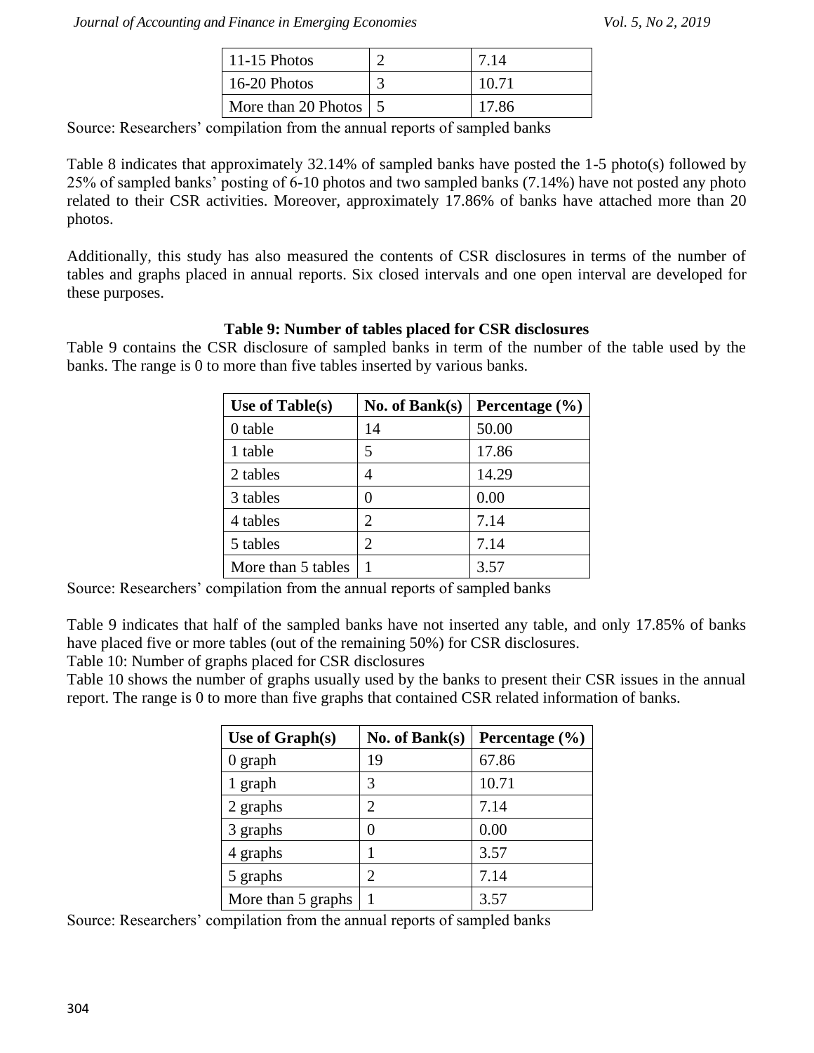| 11-15 Photos | 2 | 7.14 |
|---|---|---|
| 16-20 Photos | 3 | 10.71 |
| More than 20 Photos | 5 | 17.86 |

Source: Researchers' compilation from the annual reports of sampled banks

Table 8 indicates that approximately 32.14% of sampled banks have posted the 1-5 photo(s) followed by 25% of sampled banks' posting of 6-10 photos and two sampled banks (7.14%) have not posted any photo related to their CSR activities. Moreover, approximately 17.86% of banks have attached more than 20 photos.

Additionally, this study has also measured the contents of CSR disclosures in terms of the number of tables and graphs placed in annual reports. Six closed intervals and one open interval are developed for these purposes.

**Table 9: Number of tables placed for CSR disclosures**

Table 9 contains the CSR disclosure of sampled banks in term of the number of the table used by the banks. The range is 0 to more than five tables inserted by various banks.

| Use of Table(s) | No. of Bank(s) | Percentage (%) |
|---|---|---|
| 0 table | 14 | 50.00 |
| 1 table | 5 | 17.86 |
| 2 tables | 4 | 14.29 |
| 3 tables | 0 | 0.00 |
| 4 tables | 2 | 7.14 |
| 5 tables | 2 | 7.14 |
| More than 5 tables | 1 | 3.57 |

Source: Researchers' compilation from the annual reports of sampled banks

Table 9 indicates that half of the sampled banks have not inserted any table, and only 17.85% of banks have placed five or more tables (out of the remaining 50%) for CSR disclosures.

Table 10: Number of graphs placed for CSR disclosures

Table 10 shows the number of graphs usually used by the banks to present their CSR issues in the annual report. The range is 0 to more than five graphs that contained CSR related information of banks.

| Use of Graph(s) | No. of Bank(s) | Percentage (%) |
|---|---|---|
| 0 graph | 19 | 67.86 |
| 1 graph | 3 | 10.71 |
| 2 graphs | 2 | 7.14 |
| 3 graphs | 0 | 0.00 |
| 4 graphs | 1 | 3.57 |
| 5 graphs | 2 | 7.14 |
| More than 5 graphs | 1 | 3.57 |

Source: Researchers' compilation from the annual reports of sampled banks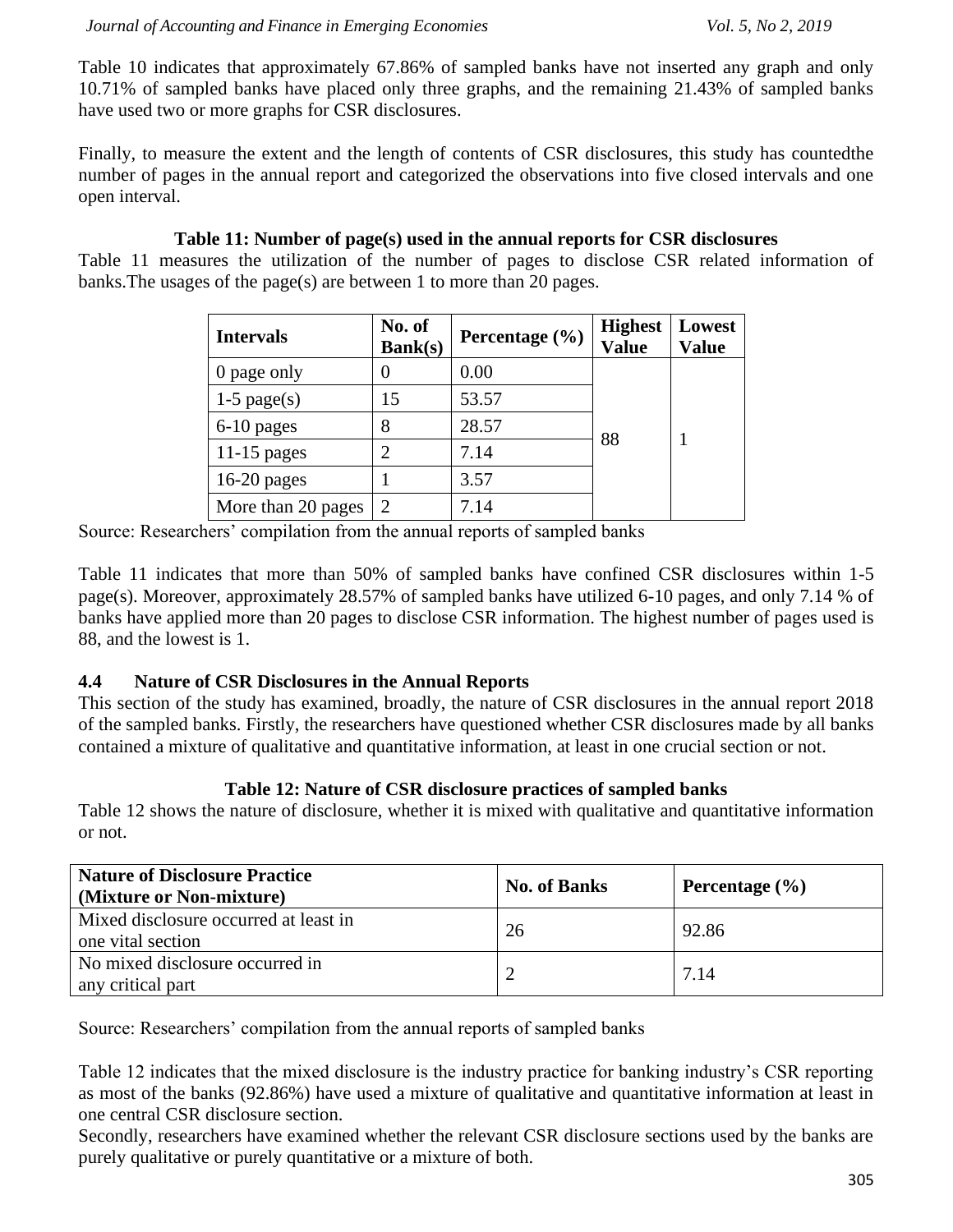Table 10 indicates that approximately 67.86% of sampled banks have not inserted any graph and only 10.71% of sampled banks have placed only three graphs, and the remaining 21.43% of sampled banks have used two or more graphs for CSR disclosures.

Finally, to measure the extent and the length of contents of CSR disclosures, this study has countedthe number of pages in the annual report and categorized the observations into five closed intervals and one open interval.

**Table 11: Number of page(s) used in the annual reports for CSR disclosures**

Table 11 measures the utilization of the number of pages to disclose CSR related information of banks.The usages of the page(s) are between 1 to more than 20 pages.

| Intervals | No. of Bank(s) | Percentage (%) | Highest Value | Lowest Value |
|---|---|---|---|---|
| 0 page only | 0 | 0.00 | 88 | 1 |
| 1-5 page(s) | 15 | 53.57 | | |
| 6-10 pages | 8 | 28.57 | | |
| 11-15 pages | 2 | 7.14 | | |
| 16-20 pages | 1 | 3.57 | | |
| More than 20 pages | 2 | 7.14 | | |

Source: Researchers' compilation from the annual reports of sampled banks

Table 11 indicates that more than 50% of sampled banks have confined CSR disclosures within 1-5 page(s). Moreover, approximately 28.57% of sampled banks have utilized 6-10 pages, and only 7.14 % of banks have applied more than 20 pages to disclose CSR information. The highest number of pages used is 88, and the lowest is 1.

### 4.4 Nature of CSR Disclosures in the Annual Reports

This section of the study has examined, broadly, the nature of CSR disclosures in the annual report 2018 of the sampled banks. Firstly, the researchers have questioned whether CSR disclosures made by all banks contained a mixture of qualitative and quantitative information, at least in one crucial section or not.

**Table 12: Nature of CSR disclosure practices of sampled banks**

Table 12 shows the nature of disclosure, whether it is mixed with qualitative and quantitative information or not.

| Nature of Disclosure Practice (Mixture or Non-mixture) | No. of Banks | Percentage (%) |
|---|---|---|
| Mixed disclosure occurred at least in one vital section | 26 | 92.86 |
| No mixed disclosure occurred in any critical part | 2 | 7.14 |

Source: Researchers' compilation from the annual reports of sampled banks

Table 12 indicates that the mixed disclosure is the industry practice for banking industry's CSR reporting as most of the banks (92.86%) have used a mixture of qualitative and quantitative information at least in one central CSR disclosure section.

Secondly, researchers have examined whether the relevant CSR disclosure sections used by the banks are purely qualitative or purely quantitative or a mixture of both.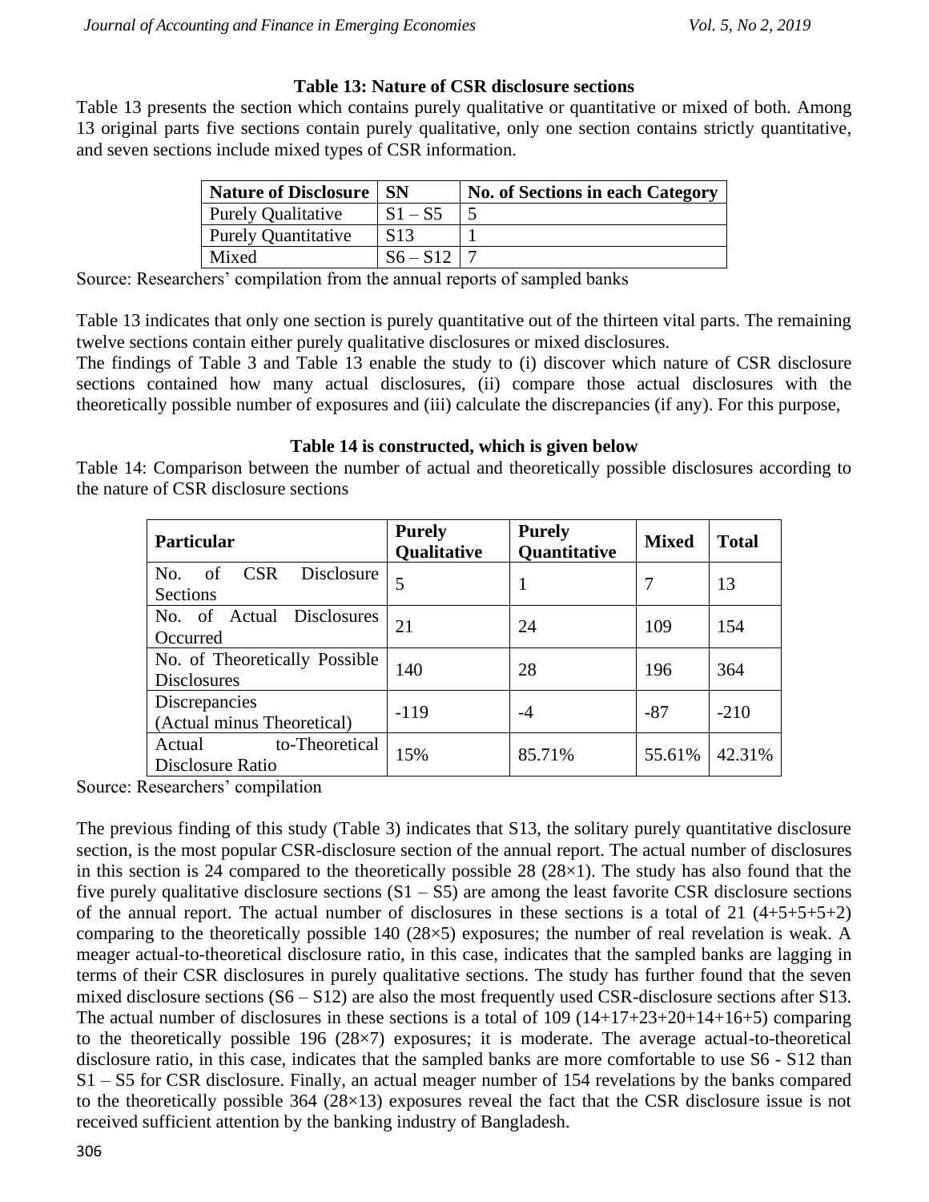**Table 13: Nature of CSR disclosure sections**

Table 13 presents the section which contains purely qualitative or quantitative or mixed of both. Among 13 original parts five sections contain purely qualitative, only one section contains strictly quantitative, and seven sections include mixed types of CSR information.

| Nature of Disclosure | SN | No. of Sections in each Category |
|---|---|---|
| Purely Qualitative | S1 – S5 | 5 |
| Purely Quantitative | S13 | 1 |
| Mixed | S6 – S12 | 7 |

Source: Researchers' compilation from the annual reports of sampled banks

Table 13 indicates that only one section is purely quantitative out of the thirteen vital parts. The remaining twelve sections contain either purely qualitative disclosures or mixed disclosures.

The findings of Table 3 and Table 13 enable the study to (i) discover which nature of CSR disclosure sections contained how many actual disclosures, (ii) compare those actual disclosures with the theoretically possible number of exposures and (iii) calculate the discrepancies (if any). For this purpose,

**Table 14 is constructed, which is given below**

Table 14: Comparison between the number of actual and theoretically possible disclosures according to the nature of CSR disclosure sections

| Particular | Purely Qualitative | Purely Quantitative | Mixed | Total |
|---|---|---|---|---|
| No. of CSR Disclosure Sections | 5 | 1 | 7 | 13 |
| No. of Actual Disclosures Occurred | 21 | 24 | 109 | 154 |
| No. of Theoretically Possible Disclosures | 140 | 28 | 196 | 364 |
| Discrepancies (Actual minus Theoretical) | -119 | -4 | -87 | -210 |
| Actual to-Theoretical Disclosure Ratio | 15% | 85.71% | 55.61% | 42.31% |

Source: Researchers' compilation

The previous finding of this study (Table 3) indicates that S13, the solitary purely quantitative disclosure section, is the most popular CSR-disclosure section of the annual report. The actual number of disclosures in this section is 24 compared to the theoretically possible 28 (28×1). The study has also found that the five purely qualitative disclosure sections (S1 – S5) are among the least favorite CSR disclosure sections of the annual report. The actual number of disclosures in these sections is a total of 21 (4+5+5+5+2) comparing to the theoretically possible 140 (28×5) exposures; the number of real revelation is weak. A meager actual-to-theoretical disclosure ratio, in this case, indicates that the sampled banks are lagging in terms of their CSR disclosures in purely qualitative sections. The study has further found that the seven mixed disclosure sections (S6 – S12) are also the most frequently used CSR-disclosure sections after S13. The actual number of disclosures in these sections is a total of 109 (14+17+23+20+14+16+5) comparing to the theoretically possible 196 (28×7) exposures; it is moderate. The average actual-to-theoretical disclosure ratio, in this case, indicates that the sampled banks are more comfortable to use S6 - S12 than S1 – S5 for CSR disclosure. Finally, an actual meager number of 154 revelations by the banks compared to the theoretically possible 364 (28×13) exposures reveal the fact that the CSR disclosure issue is not received sufficient attention by the banking industry of Bangladesh.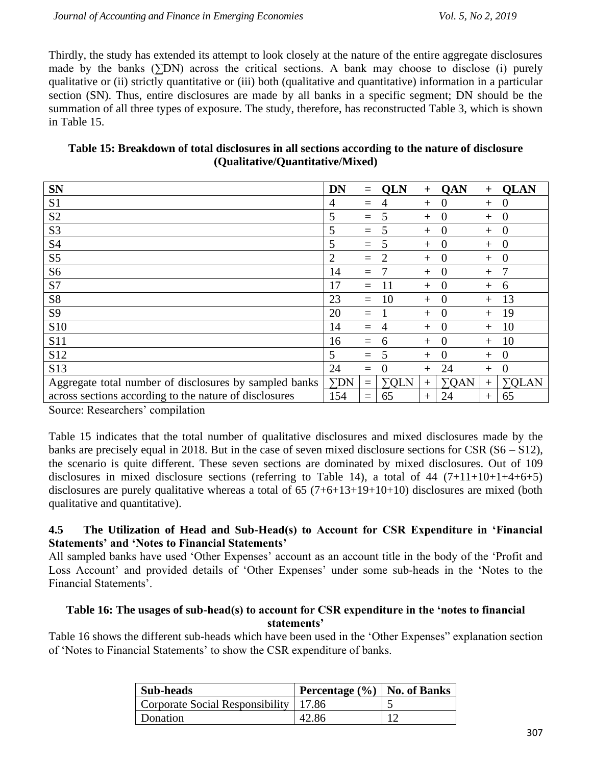Thirdly, the study has extended its attempt to look closely at the nature of the entire aggregate disclosures made by the banks (∑DN) across the critical sections. A bank may choose to disclose (i) purely qualitative or (ii) strictly quantitative or (iii) both (qualitative and quantitative) information in a particular section (SN). Thus, entire disclosures are made by all banks in a specific segment; DN should be the summation of all three types of exposure. The study, therefore, has reconstructed Table 3, which is shown in Table 15.

**Table 15: Breakdown of total disclosures in all sections according to the nature of disclosure (Qualitative/Quantitative/Mixed)**

| SN | DN | = | QLN | + | QAN | + | QLAN |
|---|---|---|---|---|---|---|---|
| S1 | 4 | = | 4 | + | 0 | + | 0 |
| S2 | 5 | = | 5 | + | 0 | + | 0 |
| S3 | 5 | = | 5 | + | 0 | + | 0 |
| S4 | 5 | = | 5 | + | 0 | + | 0 |
| S5 | 2 | = | 2 | + | 0 | + | 0 |
| S6 | 14 | = | 7 | + | 0 | + | 7 |
| S7 | 17 | = | 11 | + | 0 | + | 6 |
| S8 | 23 | = | 10 | + | 0 | + | 13 |
| S9 | 20 | = | 1 | + | 0 | + | 19 |
| S10 | 14 | = | 4 | + | 0 | + | 10 |
| S11 | 16 | = | 6 | + | 0 | + | 10 |
| S12 | 5 | = | 5 | + | 0 | + | 0 |
| S13 | 24 | = | 0 | + | 24 | + | 0 |
| Aggregate total number of disclosures by sampled banks across sections according to the nature of disclosures | ∑DN | = | ∑QLN | + | ∑QAN | + | ∑QLAN |
| | 154 | = | 65 | + | 24 | + | 65 |

Source: Researchers' compilation

Table 15 indicates that the total number of qualitative disclosures and mixed disclosures made by the banks are precisely equal in 2018. But in the case of seven mixed disclosure sections for CSR (S6 – S12), the scenario is quite different. These seven sections are dominated by mixed disclosures. Out of 109 disclosures in mixed disclosure sections (referring to Table 14), a total of 44 (7+11+10+1+4+6+5) disclosures are purely qualitative whereas a total of 65 (7+6+13+19+10+10) disclosures are mixed (both qualitative and quantitative).

### 4.5 The Utilization of Head and Sub-Head(s) to Account for CSR Expenditure in 'Financial Statements' and 'Notes to Financial Statements'

All sampled banks have used 'Other Expenses' account as an account title in the body of the 'Profit and Loss Account' and provided details of 'Other Expenses' under some sub-heads in the 'Notes to the Financial Statements'.

**Table 16: The usages of sub-head(s) to account for CSR expenditure in the 'notes to financial statements'**

Table 16 shows the different sub-heads which have been used in the 'Other Expenses" explanation section of 'Notes to Financial Statements' to show the CSR expenditure of banks.

| Sub-heads | Percentage (%) | No. of Banks |
|---|---|---|
| Corporate Social Responsibility | 17.86 | 5 |
| Donation | 42.86 | 12 |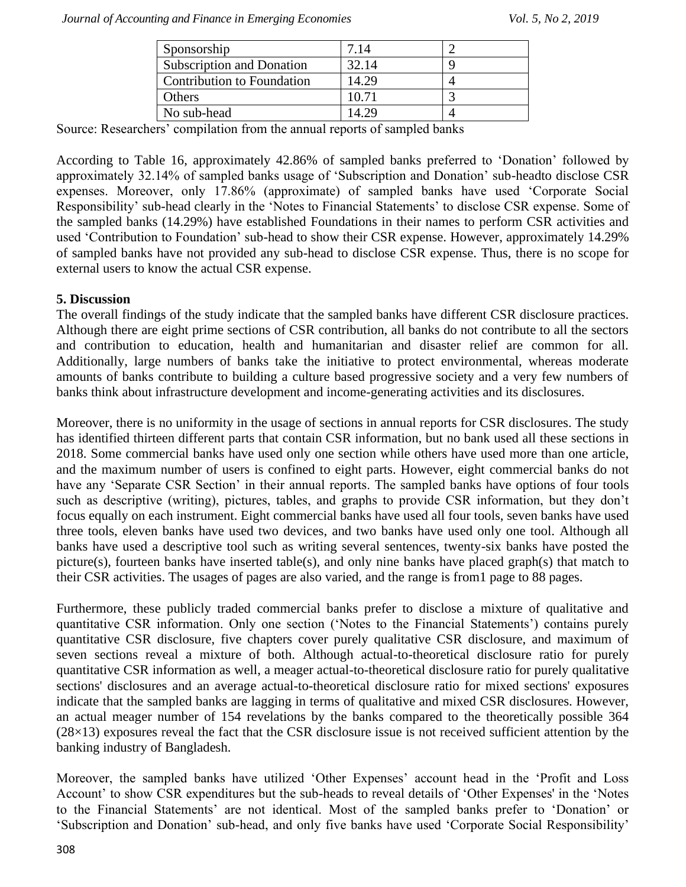| | | |
|---|---|---|
| Sponsorship | 7.14 | 2 |
| Subscription and Donation | 32.14 | 9 |
| Contribution to Foundation | 14.29 | 4 |
| Others | 10.71 | 3 |
| No sub-head | 14.29 | 4 |

Source: Researchers' compilation from the annual reports of sampled banks

According to Table 16, approximately 42.86% of sampled banks preferred to 'Donation' followed by approximately 32.14% of sampled banks usage of 'Subscription and Donation' sub-headto disclose CSR expenses. Moreover, only 17.86% (approximate) of sampled banks have used 'Corporate Social Responsibility' sub-head clearly in the 'Notes to Financial Statements' to disclose CSR expense. Some of the sampled banks (14.29%) have established Foundations in their names to perform CSR activities and used 'Contribution to Foundation' sub-head to show their CSR expense. However, approximately 14.29% of sampled banks have not provided any sub-head to disclose CSR expense. Thus, there is no scope for external users to know the actual CSR expense.

## 5. Discussion

The overall findings of the study indicate that the sampled banks have different CSR disclosure practices. Although there are eight prime sections of CSR contribution, all banks do not contribute to all the sectors and contribution to education, health and humanitarian and disaster relief are common for all. Additionally, large numbers of banks take the initiative to protect environmental, whereas moderate amounts of banks contribute to building a culture based progressive society and a very few numbers of banks think about infrastructure development and income-generating activities and its disclosures.

Moreover, there is no uniformity in the usage of sections in annual reports for CSR disclosures. The study has identified thirteen different parts that contain CSR information, but no bank used all these sections in 2018. Some commercial banks have used only one section while others have used more than one article, and the maximum number of users is confined to eight parts. However, eight commercial banks do not have any 'Separate CSR Section' in their annual reports. The sampled banks have options of four tools such as descriptive (writing), pictures, tables, and graphs to provide CSR information, but they don't focus equally on each instrument. Eight commercial banks have used all four tools, seven banks have used three tools, eleven banks have used two devices, and two banks have used only one tool. Although all banks have used a descriptive tool such as writing several sentences, twenty-six banks have posted the picture(s), fourteen banks have inserted table(s), and only nine banks have placed graph(s) that match to their CSR activities. The usages of pages are also varied, and the range is from1 page to 88 pages.

Furthermore, these publicly traded commercial banks prefer to disclose a mixture of qualitative and quantitative CSR information. Only one section ('Notes to the Financial Statements') contains purely quantitative CSR disclosure, five chapters cover purely qualitative CSR disclosure, and maximum of seven sections reveal a mixture of both. Although actual-to-theoretical disclosure ratio for purely quantitative CSR information as well, a meager actual-to-theoretical disclosure ratio for purely qualitative sections' disclosures and an average actual-to-theoretical disclosure ratio for mixed sections' exposures indicate that the sampled banks are lagging in terms of qualitative and mixed CSR disclosures. However, an actual meager number of 154 revelations by the banks compared to the theoretically possible 364 (28×13) exposures reveal the fact that the CSR disclosure issue is not received sufficient attention by the banking industry of Bangladesh.

Moreover, the sampled banks have utilized 'Other Expenses' account head in the 'Profit and Loss Account' to show CSR expenditures but the sub-heads to reveal details of 'Other Expenses' in the 'Notes to the Financial Statements' are not identical. Most of the sampled banks prefer to 'Donation' or 'Subscription and Donation' sub-head, and only five banks have used 'Corporate Social Responsibility'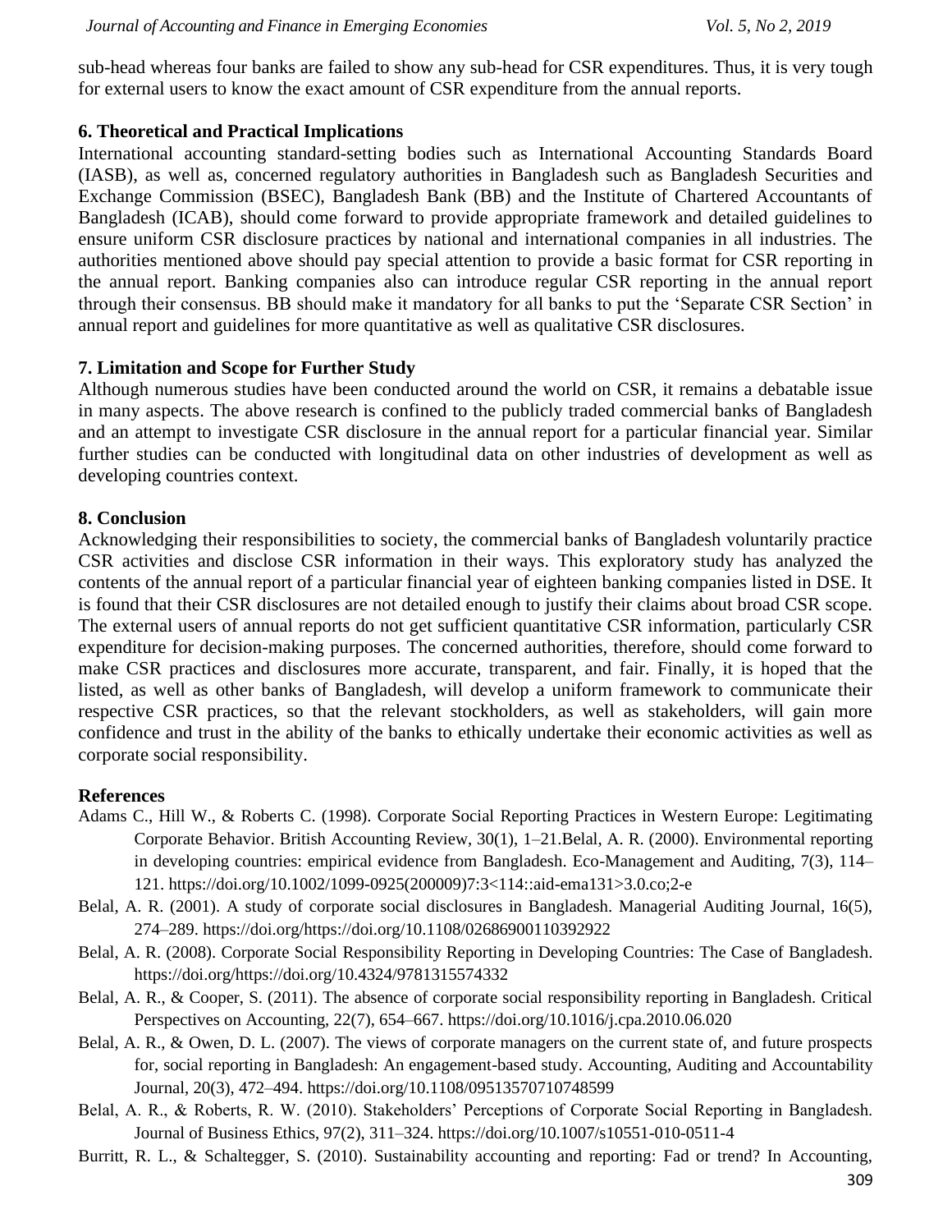sub-head whereas four banks are failed to show any sub-head for CSR expenditures. Thus, it is very tough for external users to know the exact amount of CSR expenditure from the annual reports.

## 6. Theoretical and Practical Implications

International accounting standard-setting bodies such as International Accounting Standards Board (IASB), as well as, concerned regulatory authorities in Bangladesh such as Bangladesh Securities and Exchange Commission (BSEC), Bangladesh Bank (BB) and the Institute of Chartered Accountants of Bangladesh (ICAB), should come forward to provide appropriate framework and detailed guidelines to ensure uniform CSR disclosure practices by national and international companies in all industries. The authorities mentioned above should pay special attention to provide a basic format for CSR reporting in the annual report. Banking companies also can introduce regular CSR reporting in the annual report through their consensus. BB should make it mandatory for all banks to put the 'Separate CSR Section' in annual report and guidelines for more quantitative as well as qualitative CSR disclosures.

## 7. Limitation and Scope for Further Study

Although numerous studies have been conducted around the world on CSR, it remains a debatable issue in many aspects. The above research is confined to the publicly traded commercial banks of Bangladesh and an attempt to investigate CSR disclosure in the annual report for a particular financial year. Similar further studies can be conducted with longitudinal data on other industries of development as well as developing countries context.

## 8. Conclusion

Acknowledging their responsibilities to society, the commercial banks of Bangladesh voluntarily practice CSR activities and disclose CSR information in their ways. This exploratory study has analyzed the contents of the annual report of a particular financial year of eighteen banking companies listed in DSE. It is found that their CSR disclosures are not detailed enough to justify their claims about broad CSR scope. The external users of annual reports do not get sufficient quantitative CSR information, particularly CSR expenditure for decision-making purposes. The concerned authorities, therefore, should come forward to make CSR practices and disclosures more accurate, transparent, and fair. Finally, it is hoped that the listed, as well as other banks of Bangladesh, will develop a uniform framework to communicate their respective CSR practices, so that the relevant stockholders, as well as stakeholders, will gain more confidence and trust in the ability of the banks to ethically undertake their economic activities as well as corporate social responsibility.

## References

Adams C., Hill W., & Roberts C. (1998). Corporate Social Reporting Practices in Western Europe: Legitimating Corporate Behavior. British Accounting Review, 30(1), 1–21.Belal, A. R. (2000). Environmental reporting in developing countries: empirical evidence from Bangladesh. Eco-Management and Auditing, 7(3), 114–121. https://doi.org/10.1002/1099-0925(200009)7:3<114::aid-ema131>3.0.co;2-e

Belal, A. R. (2001). A study of corporate social disclosures in Bangladesh. Managerial Auditing Journal, 16(5), 274–289. https://doi.org/https://doi.org/10.1108/02686900110392922

Belal, A. R. (2008). Corporate Social Responsibility Reporting in Developing Countries: The Case of Bangladesh. https://doi.org/https://doi.org/10.4324/9781315574332

Belal, A. R., & Cooper, S. (2011). The absence of corporate social responsibility reporting in Bangladesh. Critical Perspectives on Accounting, 22(7), 654–667. https://doi.org/10.1016/j.cpa.2010.06.020

Belal, A. R., & Owen, D. L. (2007). The views of corporate managers on the current state of, and future prospects for, social reporting in Bangladesh: An engagement-based study. Accounting, Auditing and Accountability Journal, 20(3), 472–494. https://doi.org/10.1108/09513570710748599

Belal, A. R., & Roberts, R. W. (2010). Stakeholders' Perceptions of Corporate Social Reporting in Bangladesh. Journal of Business Ethics, 97(2), 311–324. https://doi.org/10.1007/s10551-010-0511-4

Burritt, R. L., & Schaltegger, S. (2010). Sustainability accounting and reporting: Fad or trend? In Accounting,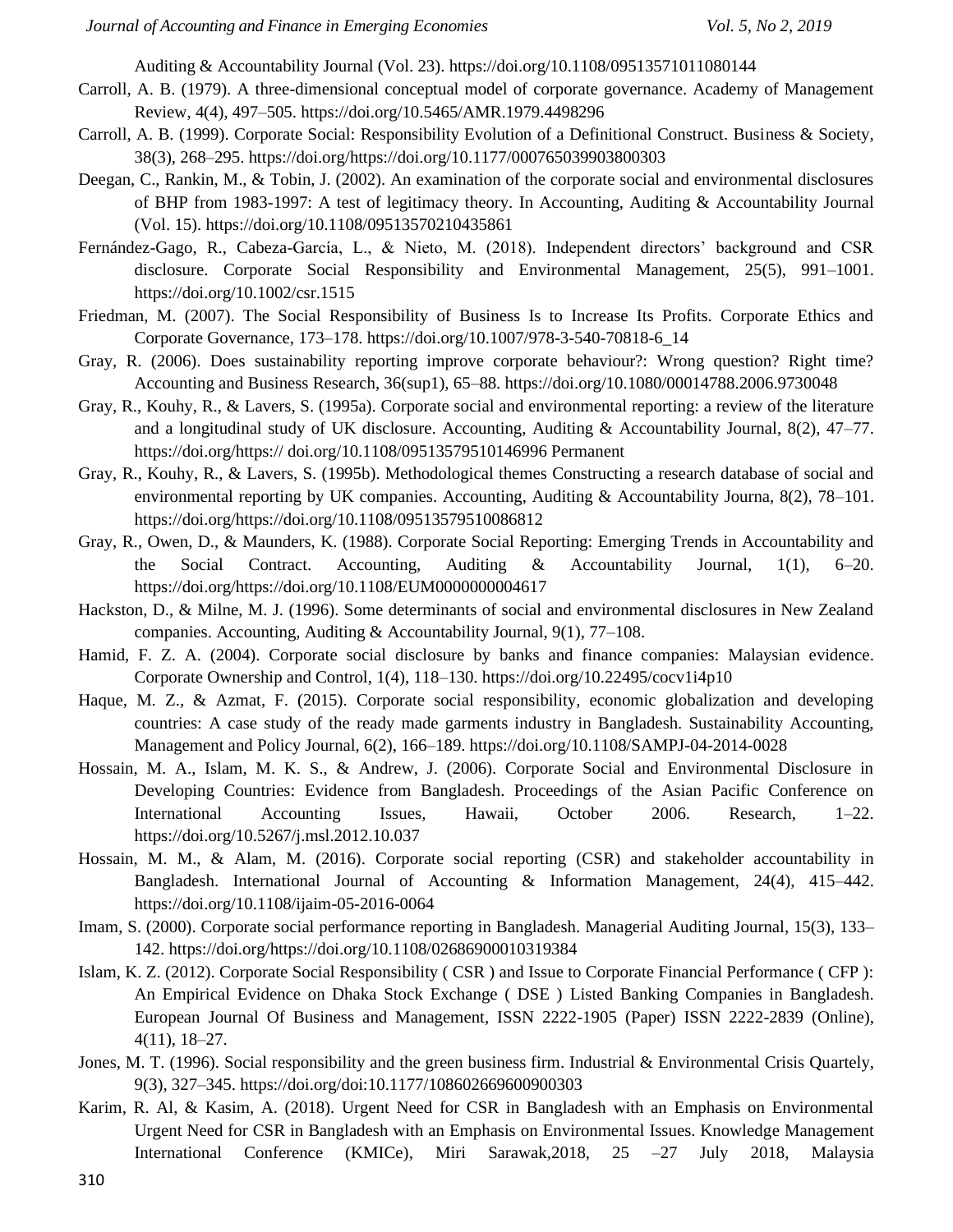Auditing & Accountability Journal (Vol. 23). https://doi.org/10.1108/09513571011080144

Carroll, A. B. (1979). A three-dimensional conceptual model of corporate governance. Academy of Management Review, 4(4), 497–505. https://doi.org/10.5465/AMR.1979.4498296

Carroll, A. B. (1999). Corporate Social: Responsibility Evolution of a Definitional Construct. Business & Society, 38(3), 268–295. https://doi.org/https://doi.org/10.1177/000765039903800303

Deegan, C., Rankin, M., & Tobin, J. (2002). An examination of the corporate social and environmental disclosures of BHP from 1983-1997: A test of legitimacy theory. In Accounting, Auditing & Accountability Journal (Vol. 15). https://doi.org/10.1108/09513570210435861

Fernández-Gago, R., Cabeza-García, L., & Nieto, M. (2018). Independent directors' background and CSR disclosure. Corporate Social Responsibility and Environmental Management, 25(5), 991–1001. https://doi.org/10.1002/csr.1515

Friedman, M. (2007). The Social Responsibility of Business Is to Increase Its Profits. Corporate Ethics and Corporate Governance, 173–178. https://doi.org/10.1007/978-3-540-70818-6_14

Gray, R. (2006). Does sustainability reporting improve corporate behaviour?: Wrong question? Right time? Accounting and Business Research, 36(sup1), 65–88. https://doi.org/10.1080/00014788.2006.9730048

Gray, R., Kouhy, R., & Lavers, S. (1995a). Corporate social and environmental reporting: a review of the literature and a longitudinal study of UK disclosure. Accounting, Auditing & Accountability Journal, 8(2), 47–77. https://doi.org/https:// doi.org/10.1108/09513579510146996 Permanent

Gray, R., Kouhy, R., & Lavers, S. (1995b). Methodological themes Constructing a research database of social and environmental reporting by UK companies. Accounting, Auditing & Accountability Journa, 8(2), 78–101. https://doi.org/https://doi.org/10.1108/09513579510086812

Gray, R., Owen, D., & Maunders, K. (1988). Corporate Social Reporting: Emerging Trends in Accountability and the Social Contract. Accounting, Auditing & Accountability Journal, 1(1), 6–20. https://doi.org/https://doi.org/10.1108/EUM0000000004617

Hackston, D., & Milne, M. J. (1996). Some determinants of social and environmental disclosures in New Zealand companies. Accounting, Auditing & Accountability Journal, 9(1), 77–108.

Hamid, F. Z. A. (2004). Corporate social disclosure by banks and finance companies: Malaysian evidence. Corporate Ownership and Control, 1(4), 118–130. https://doi.org/10.22495/cocv1i4p10

Haque, M. Z., & Azmat, F. (2015). Corporate social responsibility, economic globalization and developing countries: A case study of the ready made garments industry in Bangladesh. Sustainability Accounting, Management and Policy Journal, 6(2), 166–189. https://doi.org/10.1108/SAMPJ-04-2014-0028

Hossain, M. A., Islam, M. K. S., & Andrew, J. (2006). Corporate Social and Environmental Disclosure in Developing Countries: Evidence from Bangladesh. Proceedings of the Asian Pacific Conference on International Accounting Issues, Hawaii, October 2006. Research, 1–22. https://doi.org/10.5267/j.msl.2012.10.037

Hossain, M. M., & Alam, M. (2016). Corporate social reporting (CSR) and stakeholder accountability in Bangladesh. International Journal of Accounting & Information Management, 24(4), 415–442. https://doi.org/10.1108/ijaim-05-2016-0064

Imam, S. (2000). Corporate social performance reporting in Bangladesh. Managerial Auditing Journal, 15(3), 133–142. https://doi.org/https://doi.org/10.1108/02686900010319384

Islam, K. Z. (2012). Corporate Social Responsibility ( CSR ) and Issue to Corporate Financial Performance ( CFP ): An Empirical Evidence on Dhaka Stock Exchange ( DSE ) Listed Banking Companies in Bangladesh. European Journal Of Business and Management, ISSN 2222-1905 (Paper) ISSN 2222-2839 (Online), 4(11), 18–27.

Jones, M. T. (1996). Social responsibility and the green business firm. Industrial & Environmental Crisis Quartely, 9(3), 327–345. https://doi.org/doi:10.1177/108602669600900303

Karim, R. Al, & Kasim, A. (2018). Urgent Need for CSR in Bangladesh with an Emphasis on Environmental Urgent Need for CSR in Bangladesh with an Emphasis on Environmental Issues. Knowledge Management International Conference (KMICe), Miri Sarawak,2018, 25 –27 July 2018, Malaysia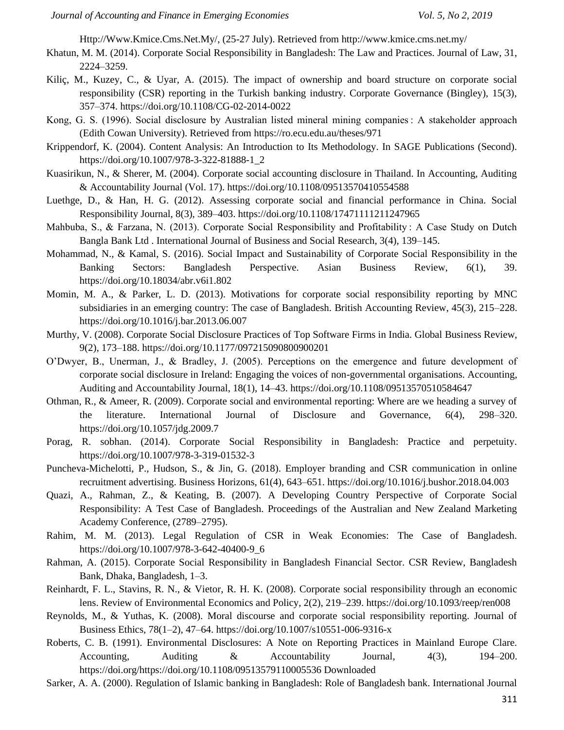Http://Www.Kmice.Cms.Net.My/, (25-27 July). Retrieved from http://www.kmice.cms.net.my/

Khatun, M. M. (2014). Corporate Social Responsibility in Bangladesh: The Law and Practices. Journal of Law, 31, 2224–3259.

Kiliç, M., Kuzey, C., & Uyar, A. (2015). The impact of ownership and board structure on corporate social responsibility (CSR) reporting in the Turkish banking industry. Corporate Governance (Bingley), 15(3), 357–374. https://doi.org/10.1108/CG-02-2014-0022

Kong, G. S. (1996). Social disclosure by Australian listed mineral mining companies : A stakeholder approach (Edith Cowan University). Retrieved from https://ro.ecu.edu.au/theses/971

Krippendorf, K. (2004). Content Analysis: An Introduction to Its Methodology. In SAGE Publications (Second). https://doi.org/10.1007/978-3-322-81888-1_2

Kuasirikun, N., & Sherer, M. (2004). Corporate social accounting disclosure in Thailand. In Accounting, Auditing & Accountability Journal (Vol. 17). https://doi.org/10.1108/09513570410554588

Luethge, D., & Han, H. G. (2012). Assessing corporate social and financial performance in China. Social Responsibility Journal, 8(3), 389–403. https://doi.org/10.1108/17471111211247965

Mahbuba, S., & Farzana, N. (2013). Corporate Social Responsibility and Profitability : A Case Study on Dutch Bangla Bank Ltd . International Journal of Business and Social Research, 3(4), 139–145.

Mohammad, N., & Kamal, S. (2016). Social Impact and Sustainability of Corporate Social Responsibility in the Banking Sectors: Bangladesh Perspective. Asian Business Review, 6(1), 39. https://doi.org/10.18034/abr.v6i1.802

Momin, M. A., & Parker, L. D. (2013). Motivations for corporate social responsibility reporting by MNC subsidiaries in an emerging country: The case of Bangladesh. British Accounting Review, 45(3), 215–228. https://doi.org/10.1016/j.bar.2013.06.007

Murthy, V. (2008). Corporate Social Disclosure Practices of Top Software Firms in India. Global Business Review, 9(2), 173–188. https://doi.org/10.1177/097215090800900201

O'Dwyer, B., Unerman, J., & Bradley, J. (2005). Perceptions on the emergence and future development of corporate social disclosure in Ireland: Engaging the voices of non-governmental organisations. Accounting, Auditing and Accountability Journal, 18(1), 14–43. https://doi.org/10.1108/09513570510584647

Othman, R., & Ameer, R. (2009). Corporate social and environmental reporting: Where are we heading a survey of the literature. International Journal of Disclosure and Governance, 6(4), 298–320. https://doi.org/10.1057/jdg.2009.7

Porag, R. sobhan. (2014). Corporate Social Responsibility in Bangladesh: Practice and perpetuity. https://doi.org/10.1007/978-3-319-01532-3

Puncheva-Michelotti, P., Hudson, S., & Jin, G. (2018). Employer branding and CSR communication in online recruitment advertising. Business Horizons, 61(4), 643–651. https://doi.org/10.1016/j.bushor.2018.04.003

Quazi, A., Rahman, Z., & Keating, B. (2007). A Developing Country Perspective of Corporate Social Responsibility: A Test Case of Bangladesh. Proceedings of the Australian and New Zealand Marketing Academy Conference, (2789–2795).

Rahim, M. M. (2013). Legal Regulation of CSR in Weak Economies: The Case of Bangladesh. https://doi.org/10.1007/978-3-642-40400-9_6

Rahman, A. (2015). Corporate Social Responsibility in Bangladesh Financial Sector. CSR Review, Bangladesh Bank, Dhaka, Bangladesh, 1–3.

Reinhardt, F. L., Stavins, R. N., & Vietor, R. H. K. (2008). Corporate social responsibility through an economic lens. Review of Environmental Economics and Policy, 2(2), 219–239. https://doi.org/10.1093/reep/ren008

Reynolds, M., & Yuthas, K. (2008). Moral discourse and corporate social responsibility reporting. Journal of Business Ethics, 78(1–2), 47–64. https://doi.org/10.1007/s10551-006-9316-x

Roberts, C. B. (1991). Environmental Disclosures: A Note on Reporting Practices in Mainland Europe Clare. Accounting, Auditing & Accountability Journal, 4(3), 194–200. https://doi.org/https://doi.org/10.1108/09513579110005536 Downloaded

Sarker, A. A. (2000). Regulation of Islamic banking in Bangladesh: Role of Bangladesh bank. International Journal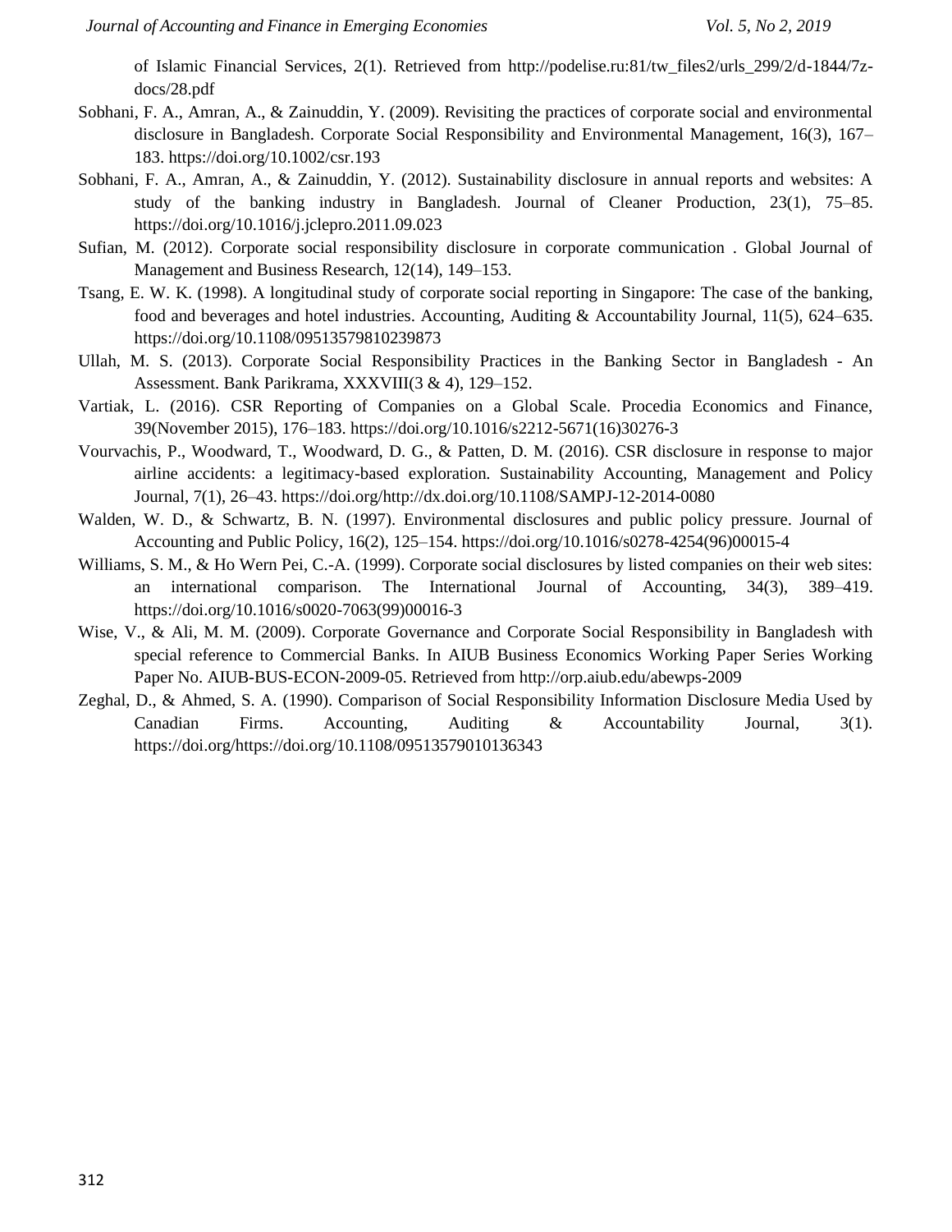of Islamic Financial Services, 2(1). Retrieved from http://podelise.ru:81/tw_files2/urls_299/2/d-1844/7z-docs/28.pdf

Sobhani, F. A., Amran, A., & Zainuddin, Y. (2009). Revisiting the practices of corporate social and environmental disclosure in Bangladesh. Corporate Social Responsibility and Environmental Management, 16(3), 167–183. https://doi.org/10.1002/csr.193

Sobhani, F. A., Amran, A., & Zainuddin, Y. (2012). Sustainability disclosure in annual reports and websites: A study of the banking industry in Bangladesh. Journal of Cleaner Production, 23(1), 75–85. https://doi.org/10.1016/j.jclepro.2011.09.023

Sufian, M. (2012). Corporate social responsibility disclosure in corporate communication . Global Journal of Management and Business Research, 12(14), 149–153.

Tsang, E. W. K. (1998). A longitudinal study of corporate social reporting in Singapore: The case of the banking, food and beverages and hotel industries. Accounting, Auditing & Accountability Journal, 11(5), 624–635. https://doi.org/10.1108/09513579810239873

Ullah, M. S. (2013). Corporate Social Responsibility Practices in the Banking Sector in Bangladesh - An Assessment. Bank Parikrama, XXXVIII(3 & 4), 129–152.

Vartiak, L. (2016). CSR Reporting of Companies on a Global Scale. Procedia Economics and Finance, 39(November 2015), 176–183. https://doi.org/10.1016/s2212-5671(16)30276-3

Vourvachis, P., Woodward, T., Woodward, D. G., & Patten, D. M. (2016). CSR disclosure in response to major airline accidents: a legitimacy-based exploration. Sustainability Accounting, Management and Policy Journal, 7(1), 26–43. https://doi.org/http://dx.doi.org/10.1108/SAMPJ-12-2014-0080

Walden, W. D., & Schwartz, B. N. (1997). Environmental disclosures and public policy pressure. Journal of Accounting and Public Policy, 16(2), 125–154. https://doi.org/10.1016/s0278-4254(96)00015-4

Williams, S. M., & Ho Wern Pei, C.-A. (1999). Corporate social disclosures by listed companies on their web sites: an international comparison. The International Journal of Accounting, 34(3), 389–419. https://doi.org/10.1016/s0020-7063(99)00016-3

Wise, V., & Ali, M. M. (2009). Corporate Governance and Corporate Social Responsibility in Bangladesh with special reference to Commercial Banks. In AIUB Business Economics Working Paper Series Working Paper No. AIUB-BUS-ECON-2009-05. Retrieved from http://orp.aiub.edu/abewps-2009

Zeghal, D., & Ahmed, S. A. (1990). Comparison of Social Responsibility Information Disclosure Media Used by Canadian Firms. Accounting, Auditing & Accountability Journal, 3(1). https://doi.org/https://doi.org/10.1108/09513579010136343